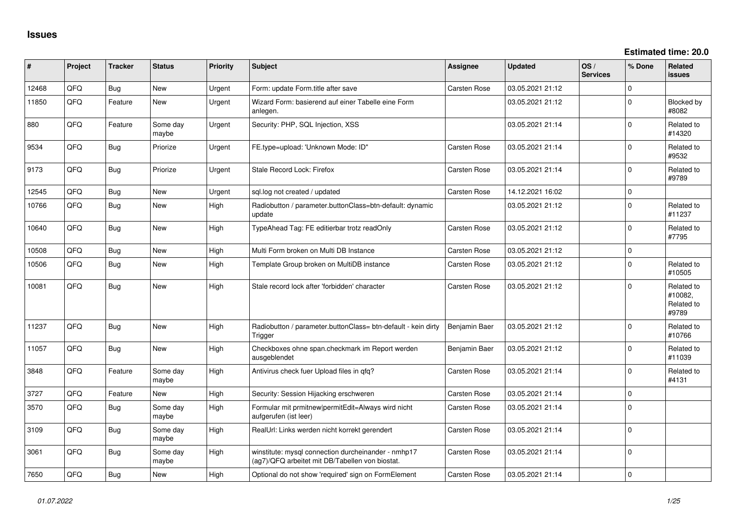# Issues

**Estimated time: 20.0**

| # | Project | Tracker | Status | Priority | Subject | Assignee | Updated | OS / Services | % Done | Related issues |
|---|---|---|---|---|---|---|---|---|---|---|
| 12468 | QFQ | Bug | New | Urgent | Form: update Form.title after save | Carsten Rose | 03.05.2021 21:12 | | 0 | |
| 11850 | QFQ | Feature | New | Urgent | Wizard Form: basierend auf einer Tabelle eine Form anlegen. | | 03.05.2021 21:12 | | 0 | Blocked by #8082 |
| 880 | QFQ | Feature | Some day maybe | Urgent | Security: PHP, SQL Injection, XSS | | 03.05.2021 21:14 | | 0 | Related to #14320 |
| 9534 | QFQ | Bug | Priorize | Urgent | FE.type=upload: 'Unknown Mode: ID" | Carsten Rose | 03.05.2021 21:14 | | 0 | Related to #9532 |
| 9173 | QFQ | Bug | Priorize | Urgent | Stale Record Lock: Firefox | Carsten Rose | 03.05.2021 21:14 | | 0 | Related to #9789 |
| 12545 | QFQ | Bug | New | Urgent | sql.log not created / updated | Carsten Rose | 14.12.2021 16:02 | | 0 | |
| 10766 | QFQ | Bug | New | High | Radiobutton / parameter.buttonClass=btn-default: dynamic update | | 03.05.2021 21:12 | | 0 | Related to #11237 |
| 10640 | QFQ | Bug | New | High | TypeAhead Tag: FE editierbar trotz readOnly | Carsten Rose | 03.05.2021 21:12 | | 0 | Related to #7795 |
| 10508 | QFQ | Bug | New | High | Multi Form broken on Multi DB Instance | Carsten Rose | 03.05.2021 21:12 | | 0 | |
| 10506 | QFQ | Bug | New | High | Template Group broken on MultiDB instance | Carsten Rose | 03.05.2021 21:12 | | 0 | Related to #10505 |
| 10081 | QFQ | Bug | New | High | Stale record lock after 'forbidden' character | Carsten Rose | 03.05.2021 21:12 | | 0 | Related to #10082, Related to #9789 |
| 11237 | QFQ | Bug | New | High | Radiobutton / parameter.buttonClass= btn-default - kein dirty Trigger | Benjamin Baer | 03.05.2021 21:12 | | 0 | Related to #10766 |
| 11057 | QFQ | Bug | New | High | Checkboxes ohne span.checkmark im Report werden ausgeblendet | Benjamin Baer | 03.05.2021 21:12 | | 0 | Related to #11039 |
| 3848 | QFQ | Feature | Some day maybe | High | Antivirus check fuer Upload files in qfq? | Carsten Rose | 03.05.2021 21:14 | | 0 | Related to #4131 |
| 3727 | QFQ | Feature | New | High | Security: Session Hijacking erschweren | Carsten Rose | 03.05.2021 21:14 | | 0 | |
| 3570 | QFQ | Bug | Some day maybe | High | Formular mit prmitnew\|permitEdit=Always wird nicht aufgerufen (ist leer) | Carsten Rose | 03.05.2021 21:14 | | 0 | |
| 3109 | QFQ | Bug | Some day maybe | High | RealUrl: Links werden nicht korrekt gerendert | Carsten Rose | 03.05.2021 21:14 | | 0 | |
| 3061 | QFQ | Bug | Some day maybe | High | winstitute: mysql connection durcheinander - nmhp17 (ag7)/QFQ arbeitet mit DB/Tabellen von biostat. | Carsten Rose | 03.05.2021 21:14 | | 0 | |
| 7650 | QFQ | Bug | New | High | Optional do not show 'required' sign on FormElement | Carsten Rose | 03.05.2021 21:14 | | 0 | |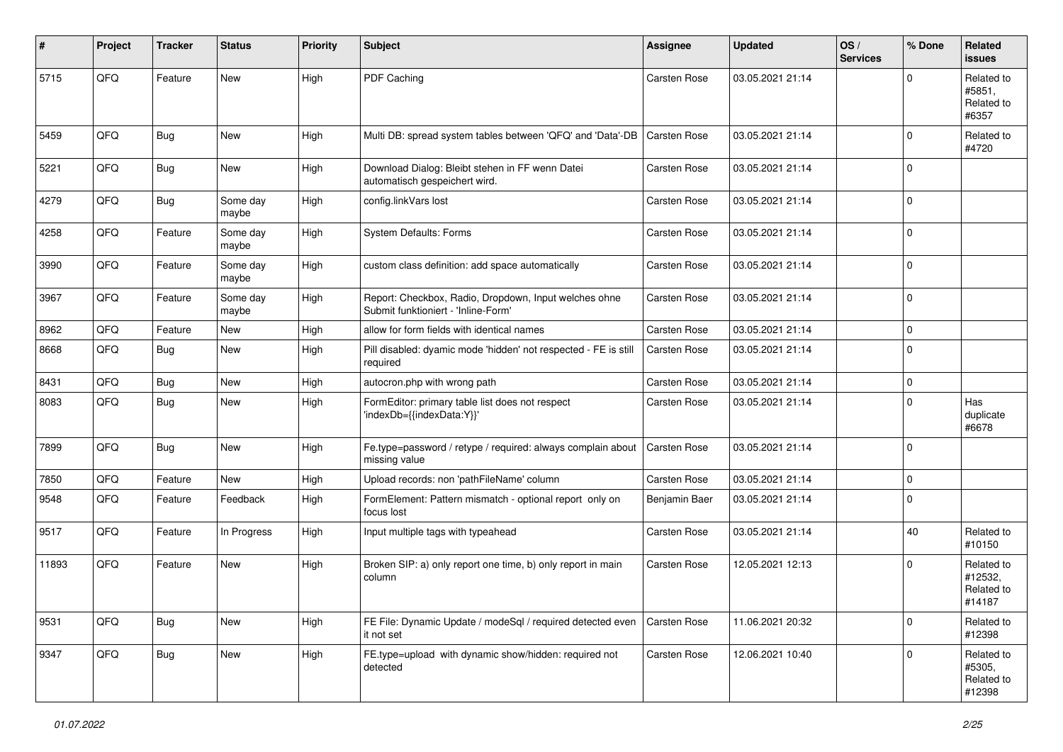| # | Project | Tracker | Status | Priority | Subject | Assignee | Updated | OS / Services | % Done | Related issues |
|---|---|---|---|---|---|---|---|---|---|---|
| 5715 | QFQ | Feature | New | High | PDF Caching | Carsten Rose | 03.05.2021 21:14 | | 0 | Related to #5851, Related to #6357 |
| 5459 | QFQ | Bug | New | High | Multi DB: spread system tables between 'QFQ' and 'Data'-DB | Carsten Rose | 03.05.2021 21:14 | | 0 | Related to #4720 |
| 5221 | QFQ | Bug | New | High | Download Dialog: Bleibt stehen in FF wenn Datei automatisch gespeichert wird. | Carsten Rose | 03.05.2021 21:14 | | 0 | |
| 4279 | QFQ | Bug | Some day maybe | High | config.linkVars lost | Carsten Rose | 03.05.2021 21:14 | | 0 | |
| 4258 | QFQ | Feature | Some day maybe | High | System Defaults: Forms | Carsten Rose | 03.05.2021 21:14 | | 0 | |
| 3990 | QFQ | Feature | Some day maybe | High | custom class definition: add space automatically | Carsten Rose | 03.05.2021 21:14 | | 0 | |
| 3967 | QFQ | Feature | Some day maybe | High | Report: Checkbox, Radio, Dropdown, Input welches ohne Submit funktioniert - 'Inline-Form' | Carsten Rose | 03.05.2021 21:14 | | 0 | |
| 8962 | QFQ | Feature | New | High | allow for form fields with identical names | Carsten Rose | 03.05.2021 21:14 | | 0 | |
| 8668 | QFQ | Bug | New | High | Pill disabled: dyamic mode 'hidden' not respected - FE is still required | Carsten Rose | 03.05.2021 21:14 | | 0 | |
| 8431 | QFQ | Bug | New | High | autocron.php with wrong path | Carsten Rose | 03.05.2021 21:14 | | 0 | |
| 8083 | QFQ | Bug | New | High | FormEditor: primary table list does not respect 'indexDb={{indexData:Y}}' | Carsten Rose | 03.05.2021 21:14 | | 0 | Has duplicate #6678 |
| 7899 | QFQ | Bug | New | High | Fe.type=password / retype / required: always complain about missing value | Carsten Rose | 03.05.2021 21:14 | | 0 | |
| 7850 | QFQ | Feature | New | High | Upload records: non 'pathFileName' column | Carsten Rose | 03.05.2021 21:14 | | 0 | |
| 9548 | QFQ | Feature | Feedback | High | FormElement: Pattern mismatch - optional report only on focus lost | Benjamin Baer | 03.05.2021 21:14 | | 0 | |
| 9517 | QFQ | Feature | In Progress | High | Input multiple tags with typeahead | Carsten Rose | 03.05.2021 21:14 | | 40 | Related to #10150 |
| 11893 | QFQ | Feature | New | High | Broken SIP: a) only report one time, b) only report in main column | Carsten Rose | 12.05.2021 12:13 | | 0 | Related to #12532, Related to #14187 |
| 9531 | QFQ | Bug | New | High | FE File: Dynamic Update / modeSql / required detected even it not set | Carsten Rose | 11.06.2021 20:32 | | 0 | Related to #12398 |
| 9347 | QFQ | Bug | New | High | FE.type=upload with dynamic show/hidden: required not detected | Carsten Rose | 12.06.2021 10:40 | | 0 | Related to #5305, Related to #12398 |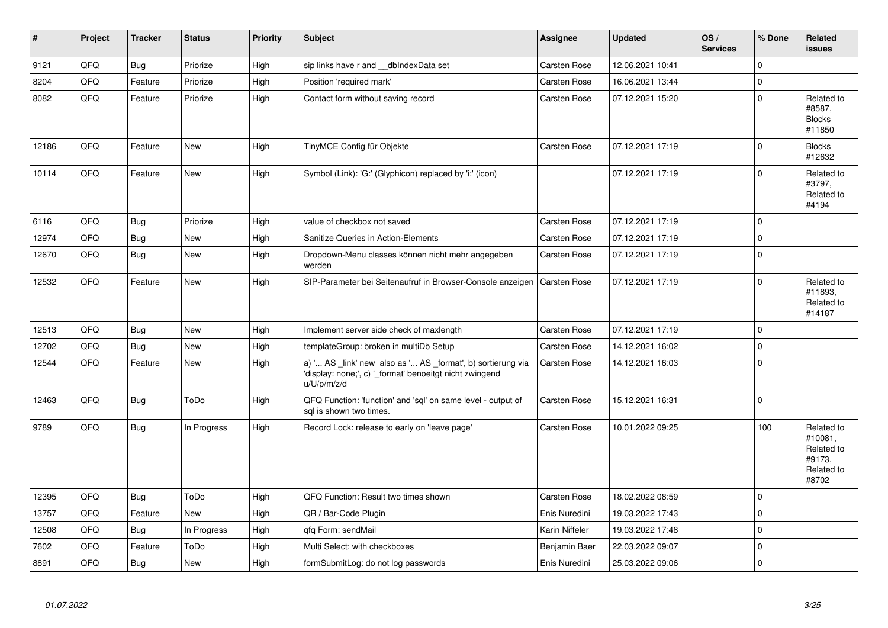| # | Project | Tracker | Status | Priority | Subject | Assignee | Updated | OS / Services | % Done | Related issues |
|---|---|---|---|---|---|---|---|---|---|---|
| 9121 | QFQ | Bug | Priorize | High | sip links have r and __dbIndexData set | Carsten Rose | 12.06.2021 10:41 | | 0 | |
| 8204 | QFQ | Feature | Priorize | High | Position 'required mark' | Carsten Rose | 16.06.2021 13:44 | | 0 | |
| 8082 | QFQ | Feature | Priorize | High | Contact form without saving record | Carsten Rose | 07.12.2021 15:20 | | 0 | Related to #8587, Blocks #11850 |
| 12186 | QFQ | Feature | New | High | TinyMCE Config für Objekte | Carsten Rose | 07.12.2021 17:19 | | 0 | Blocks #12632 |
| 10114 | QFQ | Feature | New | High | Symbol (Link): 'G:' (Glyphicon) replaced by 'i:' (icon) | | 07.12.2021 17:19 | | 0 | Related to #3797, Related to #4194 |
| 6116 | QFQ | Bug | Priorize | High | value of checkbox not saved | Carsten Rose | 07.12.2021 17:19 | | 0 | |
| 12974 | QFQ | Bug | New | High | Sanitize Queries in Action-Elements | Carsten Rose | 07.12.2021 17:19 | | 0 | |
| 12670 | QFQ | Bug | New | High | Dropdown-Menu classes können nicht mehr angegeben werden | Carsten Rose | 07.12.2021 17:19 | | 0 | |
| 12532 | QFQ | Feature | New | High | SIP-Parameter bei Seitenaufruf in Browser-Console anzeigen | Carsten Rose | 07.12.2021 17:19 | | 0 | Related to #11893, Related to #14187 |
| 12513 | QFQ | Bug | New | High | Implement server side check of maxlength | Carsten Rose | 07.12.2021 17:19 | | 0 | |
| 12702 | QFQ | Bug | New | High | templateGroup: broken in multiDb Setup | Carsten Rose | 14.12.2021 16:02 | | 0 | |
| 12544 | QFQ | Feature | New | High | a) '... AS _link' new also as '... AS _format', b) sortierung via 'display: none;', c) '_format' benoeitgt nicht zwingend u/U/p/m/z/d | Carsten Rose | 14.12.2021 16:03 | | 0 | |
| 12463 | QFQ | Bug | ToDo | High | QFQ Function: 'function' and 'sql' on same level - output of sql is shown two times. | Carsten Rose | 15.12.2021 16:31 | | 0 | |
| 9789 | QFQ | Bug | In Progress | High | Record Lock: release to early on 'leave page' | Carsten Rose | 10.01.2022 09:25 | | 100 | Related to #10081, Related to #9173, Related to #8702 |
| 12395 | QFQ | Bug | ToDo | High | QFQ Function: Result two times shown | Carsten Rose | 18.02.2022 08:59 | | 0 | |
| 13757 | QFQ | Feature | New | High | QR / Bar-Code Plugin | Enis Nuredini | 19.03.2022 17:43 | | 0 | |
| 12508 | QFQ | Bug | In Progress | High | qfq Form: sendMail | Karin Niffeler | 19.03.2022 17:48 | | 0 | |
| 7602 | QFQ | Feature | ToDo | High | Multi Select: with checkboxes | Benjamin Baer | 22.03.2022 09:07 | | 0 | |
| 8891 | QFQ | Bug | New | High | formSubmitLog: do not log passwords | Enis Nuredini | 25.03.2022 09:06 | | 0 | |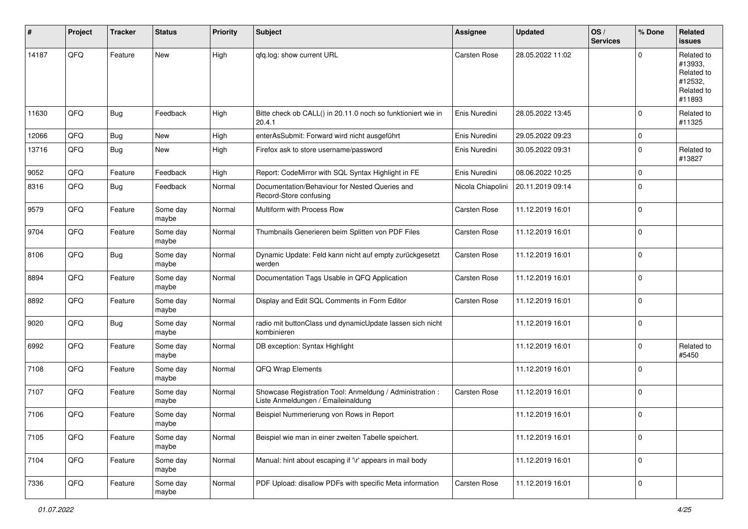| # | Project | Tracker | Status | Priority | Subject | Assignee | Updated | OS / Services | % Done | Related issues |
|---|---|---|---|---|---|---|---|---|---|---|
| 14187 | QFQ | Feature | New | High | qfq.log: show current URL | Carsten Rose | 28.05.2022 11:02 | | 0 | Related to #13933, Related to #12532, Related to #11893 |
| 11630 | QFQ | Bug | Feedback | High | Bitte check ob CALL() in 20.11.0 noch so funktioniert wie in 20.4.1 | Enis Nuredini | 28.05.2022 13:45 | | 0 | Related to #11325 |
| 12066 | QFQ | Bug | New | High | enterAsSubmit: Forward wird nicht ausgeführt | Enis Nuredini | 29.05.2022 09:23 | | 0 | |
| 13716 | QFQ | Bug | New | High | Firefox ask to store username/password | Enis Nuredini | 30.05.2022 09:31 | | 0 | Related to #13827 |
| 9052 | QFQ | Feature | Feedback | High | Report: CodeMirror with SQL Syntax Highlight in FE | Enis Nuredini | 08.06.2022 10:25 | | 0 | |
| 8316 | QFQ | Bug | Feedback | Normal | Documentation/Behaviour for Nested Queries and Record-Store confusing | Nicola Chiapolini | 20.11.2019 09:14 | | 0 | |
| 9579 | QFQ | Feature | Some day maybe | Normal | Multiform with Process Row | Carsten Rose | 11.12.2019 16:01 | | 0 | |
| 9704 | QFQ | Feature | Some day maybe | Normal | Thumbnails Generieren beim Splitten von PDF Files | Carsten Rose | 11.12.2019 16:01 | | 0 | |
| 8106 | QFQ | Bug | Some day maybe | Normal | Dynamic Update: Feld kann nicht auf empty zurückgesetzt werden | Carsten Rose | 11.12.2019 16:01 | | 0 | |
| 8894 | QFQ | Feature | Some day maybe | Normal | Documentation Tags Usable in QFQ Application | Carsten Rose | 11.12.2019 16:01 | | 0 | |
| 8892 | QFQ | Feature | Some day maybe | Normal | Display and Edit SQL Comments in Form Editor | Carsten Rose | 11.12.2019 16:01 | | 0 | |
| 9020 | QFQ | Bug | Some day maybe | Normal | radio mit buttonClass und dynamicUpdate lassen sich nicht kombinieren | | 11.12.2019 16:01 | | 0 | |
| 6992 | QFQ | Feature | Some day maybe | Normal | DB exception: Syntax Highlight | | 11.12.2019 16:01 | | 0 | Related to #5450 |
| 7108 | QFQ | Feature | Some day maybe | Normal | QFQ Wrap Elements | | 11.12.2019 16:01 | | 0 | |
| 7107 | QFQ | Feature | Some day maybe | Normal | Showcase Registration Tool: Anmeldung / Administration : Liste Anmeldungen / Emaileinaldung | Carsten Rose | 11.12.2019 16:01 | | 0 | |
| 7106 | QFQ | Feature | Some day maybe | Normal | Beispiel Nummerierung von Rows in Report | | 11.12.2019 16:01 | | 0 | |
| 7105 | QFQ | Feature | Some day maybe | Normal | Beispiel wie man in einer zweiten Tabelle speichert. | | 11.12.2019 16:01 | | 0 | |
| 7104 | QFQ | Feature | Some day maybe | Normal | Manual: hint about escaping if '\r' appears in mail body | | 11.12.2019 16:01 | | 0 | |
| 7336 | QFQ | Feature | Some day maybe | Normal | PDF Upload: disallow PDFs with specific Meta information | Carsten Rose | 11.12.2019 16:01 | | 0 | |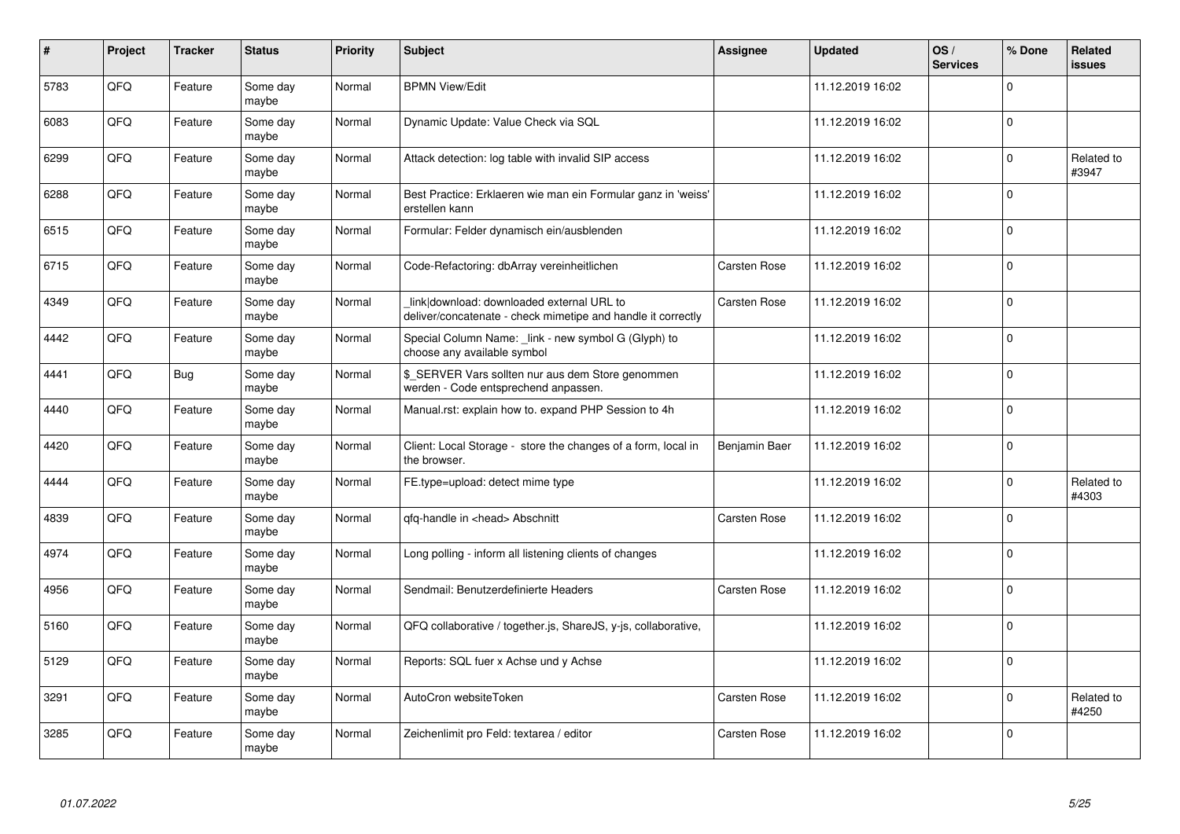| # | Project | Tracker | Status | Priority | Subject | Assignee | Updated | OS / Services | % Done | Related issues |
|---|---|---|---|---|---|---|---|---|---|---|
| 5783 | QFQ | Feature | Some day maybe | Normal | BPMN View/Edit | | 11.12.2019 16:02 | | 0 | |
| 6083 | QFQ | Feature | Some day maybe | Normal | Dynamic Update: Value Check via SQL | | 11.12.2019 16:02 | | 0 | |
| 6299 | QFQ | Feature | Some day maybe | Normal | Attack detection: log table with invalid SIP access | | 11.12.2019 16:02 | | 0 | Related to #3947 |
| 6288 | QFQ | Feature | Some day maybe | Normal | Best Practice: Erklaeren wie man ein Formular ganz in 'weiss' erstellen kann | | 11.12.2019 16:02 | | 0 | |
| 6515 | QFQ | Feature | Some day maybe | Normal | Formular: Felder dynamisch ein/ausblenden | | 11.12.2019 16:02 | | 0 | |
| 6715 | QFQ | Feature | Some day maybe | Normal | Code-Refactoring: dbArray vereinheitlichen | Carsten Rose | 11.12.2019 16:02 | | 0 | |
| 4349 | QFQ | Feature | Some day maybe | Normal | _link\|download: downloaded external URL to deliver/concatenate - check mimetipe and handle it correctly | Carsten Rose | 11.12.2019 16:02 | | 0 | |
| 4442 | QFQ | Feature | Some day maybe | Normal | Special Column Name: _link - new symbol G (Glyph) to choose any available symbol | | 11.12.2019 16:02 | | 0 | |
| 4441 | QFQ | Bug | Some day maybe | Normal | $_SERVER Vars sollten nur aus dem Store genommen werden - Code entsprechend anpassen. | | 11.12.2019 16:02 | | 0 | |
| 4440 | QFQ | Feature | Some day maybe | Normal | Manual.rst: explain how to. expand PHP Session to 4h | | 11.12.2019 16:02 | | 0 | |
| 4420 | QFQ | Feature | Some day maybe | Normal | Client: Local Storage - store the changes of a form, local in the browser. | Benjamin Baer | 11.12.2019 16:02 | | 0 | |
| 4444 | QFQ | Feature | Some day maybe | Normal | FE.type=upload: detect mime type | | 11.12.2019 16:02 | | 0 | Related to #4303 |
| 4839 | QFQ | Feature | Some day maybe | Normal | qfq-handle in &lt;head&gt; Abschnitt | Carsten Rose | 11.12.2019 16:02 | | 0 | |
| 4974 | QFQ | Feature | Some day maybe | Normal | Long polling - inform all listening clients of changes | | 11.12.2019 16:02 | | 0 | |
| 4956 | QFQ | Feature | Some day maybe | Normal | Sendmail: Benutzerdefinierte Headers | Carsten Rose | 11.12.2019 16:02 | | 0 | |
| 5160 | QFQ | Feature | Some day maybe | Normal | QFQ collaborative / together.js, ShareJS, y-js, collaborative, | | 11.12.2019 16:02 | | 0 | |
| 5129 | QFQ | Feature | Some day maybe | Normal | Reports: SQL fuer x Achse und y Achse | | 11.12.2019 16:02 | | 0 | |
| 3291 | QFQ | Feature | Some day maybe | Normal | AutoCron websiteToken | Carsten Rose | 11.12.2019 16:02 | | 0 | Related to #4250 |
| 3285 | QFQ | Feature | Some day maybe | Normal | Zeichenlimit pro Feld: textarea / editor | Carsten Rose | 11.12.2019 16:02 | | 0 | |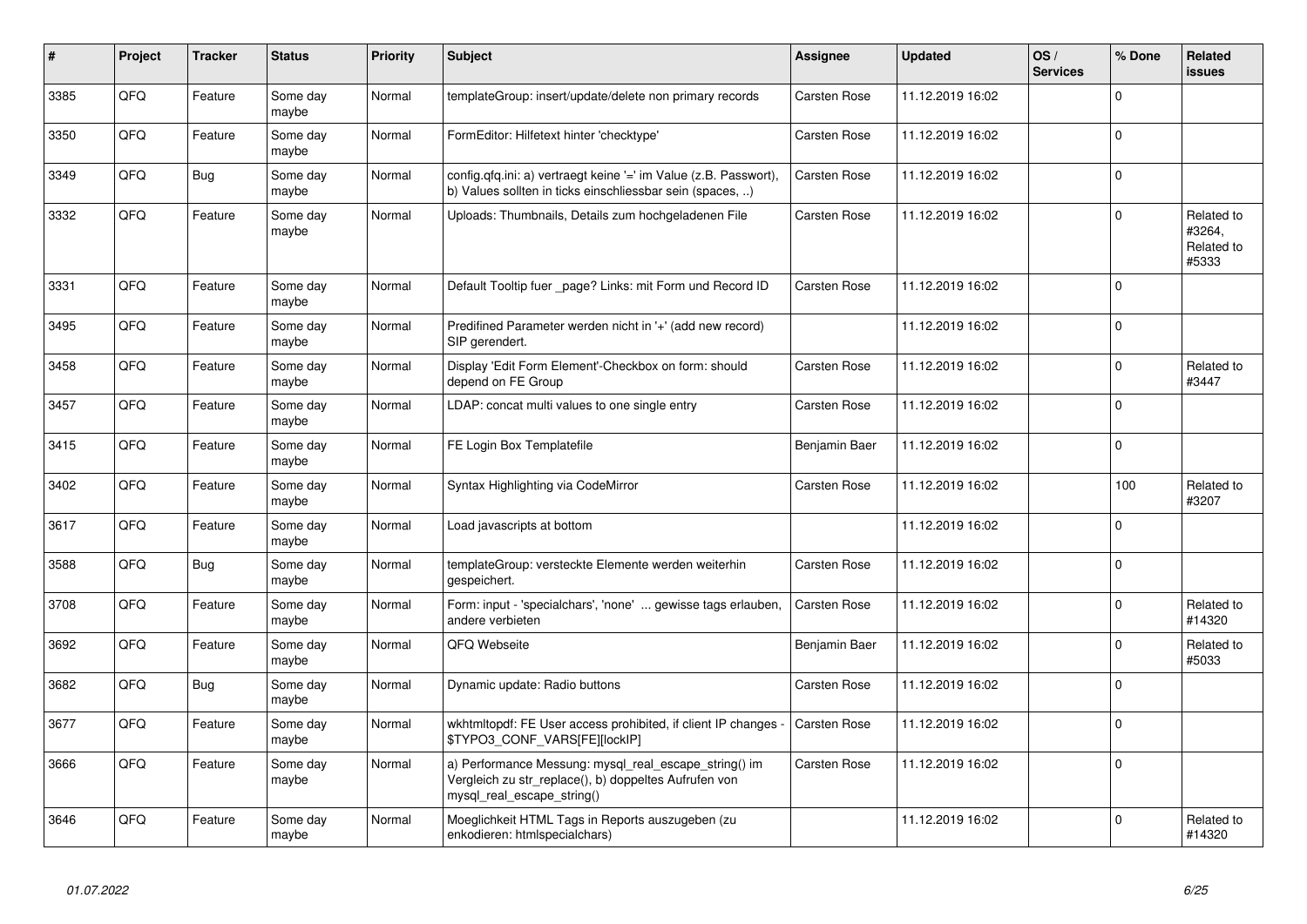| # | Project | Tracker | Status | Priority | Subject | Assignee | Updated | OS / Services | % Done | Related issues |
|---|---|---|---|---|---|---|---|---|---|---|
| 3385 | QFQ | Feature | Some day maybe | Normal | templateGroup: insert/update/delete non primary records | Carsten Rose | 11.12.2019 16:02 | | 0 | |
| 3350 | QFQ | Feature | Some day maybe | Normal | FormEditor: Hilfetext hinter 'checktype' | Carsten Rose | 11.12.2019 16:02 | | 0 | |
| 3349 | QFQ | Bug | Some day maybe | Normal | config.qfq.ini: a) vertraegt keine '=' im Value (z.B. Passwort), b) Values sollten in ticks einschliessbar sein (spaces, ..) | Carsten Rose | 11.12.2019 16:02 | | 0 | |
| 3332 | QFQ | Feature | Some day maybe | Normal | Uploads: Thumbnails, Details zum hochgeladenen File | Carsten Rose | 11.12.2019 16:02 | | 0 | Related to #3264, Related to #5333 |
| 3331 | QFQ | Feature | Some day maybe | Normal | Default Tooltip fuer _page? Links: mit Form und Record ID | Carsten Rose | 11.12.2019 16:02 | | 0 | |
| 3495 | QFQ | Feature | Some day maybe | Normal | Predifined Parameter werden nicht in '+' (add new record) SIP gerendert. | | 11.12.2019 16:02 | | 0 | |
| 3458 | QFQ | Feature | Some day maybe | Normal | Display 'Edit Form Element'-Checkbox on form: should depend on FE Group | Carsten Rose | 11.12.2019 16:02 | | 0 | Related to #3447 |
| 3457 | QFQ | Feature | Some day maybe | Normal | LDAP: concat multi values to one single entry | Carsten Rose | 11.12.2019 16:02 | | 0 | |
| 3415 | QFQ | Feature | Some day maybe | Normal | FE Login Box Templatefile | Benjamin Baer | 11.12.2019 16:02 | | 0 | |
| 3402 | QFQ | Feature | Some day maybe | Normal | Syntax Highlighting via CodeMirror | Carsten Rose | 11.12.2019 16:02 | | 100 | Related to #3207 |
| 3617 | QFQ | Feature | Some day maybe | Normal | Load javascripts at bottom | | 11.12.2019 16:02 | | 0 | |
| 3588 | QFQ | Bug | Some day maybe | Normal | templateGroup: versteckte Elemente werden weiterhin gespeichert. | Carsten Rose | 11.12.2019 16:02 | | 0 | |
| 3708 | QFQ | Feature | Some day maybe | Normal | Form: input - 'specialchars', 'none' ... gewisse tags erlauben, andere verbieten | Carsten Rose | 11.12.2019 16:02 | | 0 | Related to #14320 |
| 3692 | QFQ | Feature | Some day maybe | Normal | QFQ Webseite | Benjamin Baer | 11.12.2019 16:02 | | 0 | Related to #5033 |
| 3682 | QFQ | Bug | Some day maybe | Normal | Dynamic update: Radio buttons | Carsten Rose | 11.12.2019 16:02 | | 0 | |
| 3677 | QFQ | Feature | Some day maybe | Normal | wkhtmltopdf: FE User access prohibited, if client IP changes - $TYPO3_CONF_VARS[FE][lockIP] | Carsten Rose | 11.12.2019 16:02 | | 0 | |
| 3666 | QFQ | Feature | Some day maybe | Normal | a) Performance Messung: mysql_real_escape_string() im Vergleich zu str_replace(), b) doppeltes Aufrufen von mysql_real_escape_string() | Carsten Rose | 11.12.2019 16:02 | | 0 | |
| 3646 | QFQ | Feature | Some day maybe | Normal | Moeglichkeit HTML Tags in Reports auszugeben (zu enkodieren: htmlspecialchars) | | 11.12.2019 16:02 | | 0 | Related to #14320 |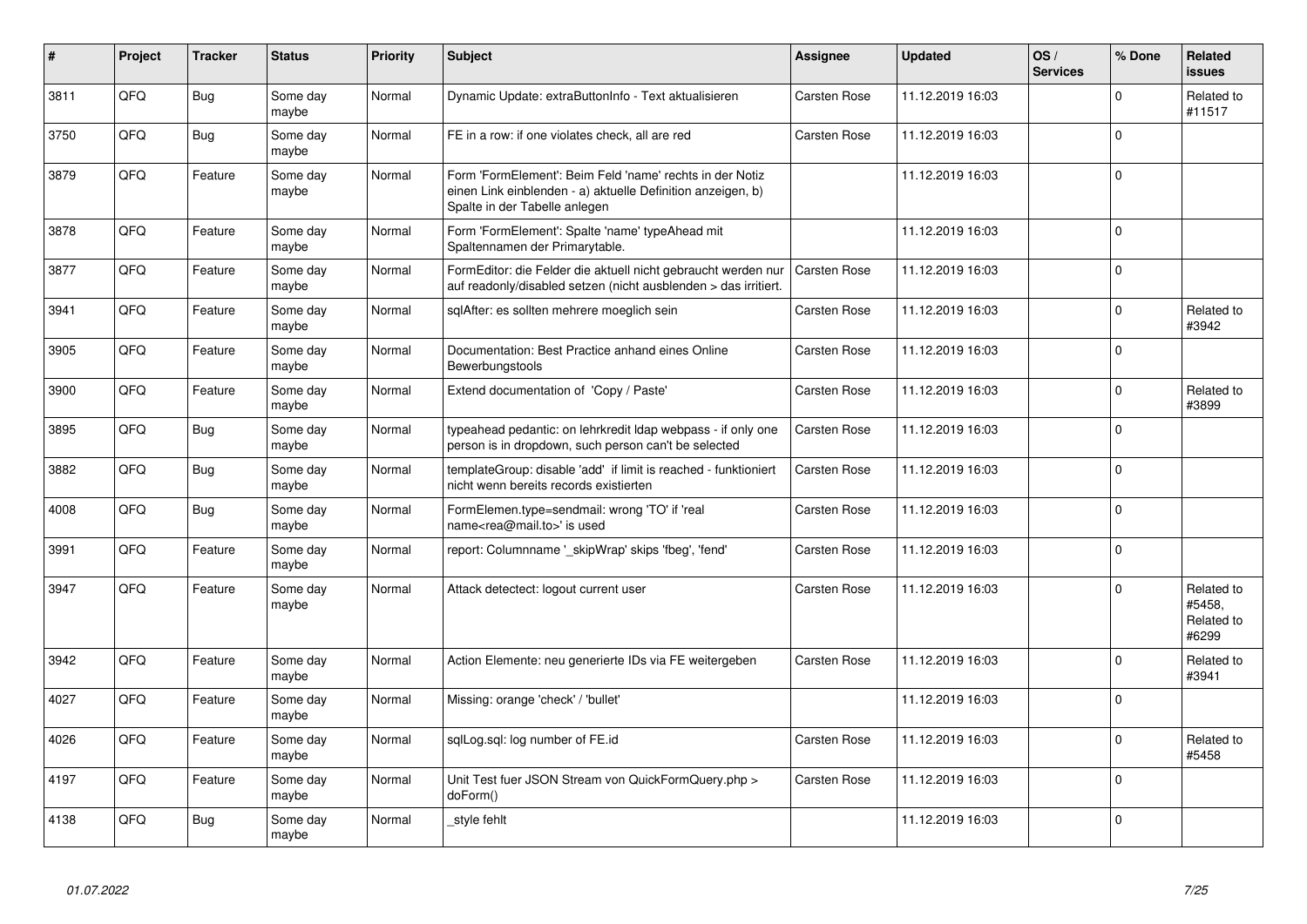| # | Project | Tracker | Status | Priority | Subject | Assignee | Updated | OS / Services | % Done | Related issues |
|---|---|---|---|---|---|---|---|---|---|---|
| 3811 | QFQ | Bug | Some day maybe | Normal | Dynamic Update: extraButtonInfo - Text aktualisieren | Carsten Rose | 11.12.2019 16:03 | | 0 | Related to #11517 |
| 3750 | QFQ | Bug | Some day maybe | Normal | FE in a row: if one violates check, all are red | Carsten Rose | 11.12.2019 16:03 | | 0 | |
| 3879 | QFQ | Feature | Some day maybe | Normal | Form 'FormElement': Beim Feld 'name' rechts in der Notiz einen Link einblenden - a) aktuelle Definition anzeigen, b) Spalte in der Tabelle anlegen | | 11.12.2019 16:03 | | 0 | |
| 3878 | QFQ | Feature | Some day maybe | Normal | Form 'FormElement': Spalte 'name' typeAhead mit Spaltennamen der Primarytable. | | 11.12.2019 16:03 | | 0 | |
| 3877 | QFQ | Feature | Some day maybe | Normal | FormEditor: die Felder die aktuell nicht gebraucht werden nur auf readonly/disabled setzen (nicht ausblenden > das irritiert. | Carsten Rose | 11.12.2019 16:03 | | 0 | |
| 3941 | QFQ | Feature | Some day maybe | Normal | sqlAfter: es sollten mehrere moeglich sein | Carsten Rose | 11.12.2019 16:03 | | 0 | Related to #3942 |
| 3905 | QFQ | Feature | Some day maybe | Normal | Documentation: Best Practice anhand eines Online Bewerbungstools | Carsten Rose | 11.12.2019 16:03 | | 0 | |
| 3900 | QFQ | Feature | Some day maybe | Normal | Extend documentation of 'Copy / Paste' | Carsten Rose | 11.12.2019 16:03 | | 0 | Related to #3899 |
| 3895 | QFQ | Bug | Some day maybe | Normal | typeahead pedantic: on lehrkredit ldap webpass - if only one person is in dropdown, such person can't be selected | Carsten Rose | 11.12.2019 16:03 | | 0 | |
| 3882 | QFQ | Bug | Some day maybe | Normal | templateGroup: disable 'add' if limit is reached - funktioniert nicht wenn bereits records existierten | Carsten Rose | 11.12.2019 16:03 | | 0 | |
| 4008 | QFQ | Bug | Some day maybe | Normal | FormElemen.type=sendmail: wrong 'TO' if 'real name<rea@mail.to>' is used | Carsten Rose | 11.12.2019 16:03 | | 0 | |
| 3991 | QFQ | Feature | Some day maybe | Normal | report: Columnname '_skipWrap' skips 'fbeg', 'fend' | Carsten Rose | 11.12.2019 16:03 | | 0 | |
| 3947 | QFQ | Feature | Some day maybe | Normal | Attack detectect: logout current user | Carsten Rose | 11.12.2019 16:03 | | 0 | Related to #5458, Related to #6299 |
| 3942 | QFQ | Feature | Some day maybe | Normal | Action Elemente: neu generierte IDs via FE weitergeben | Carsten Rose | 11.12.2019 16:03 | | 0 | Related to #3941 |
| 4027 | QFQ | Feature | Some day maybe | Normal | Missing: orange 'check' / 'bullet' | | 11.12.2019 16:03 | | 0 | |
| 4026 | QFQ | Feature | Some day maybe | Normal | sqlLog.sql: log number of FE.id | Carsten Rose | 11.12.2019 16:03 | | 0 | Related to #5458 |
| 4197 | QFQ | Feature | Some day maybe | Normal | Unit Test fuer JSON Stream von QuickFormQuery.php > doForm() | Carsten Rose | 11.12.2019 16:03 | | 0 | |
| 4138 | QFQ | Bug | Some day maybe | Normal | _style fehlt | | 11.12.2019 16:03 | | 0 | |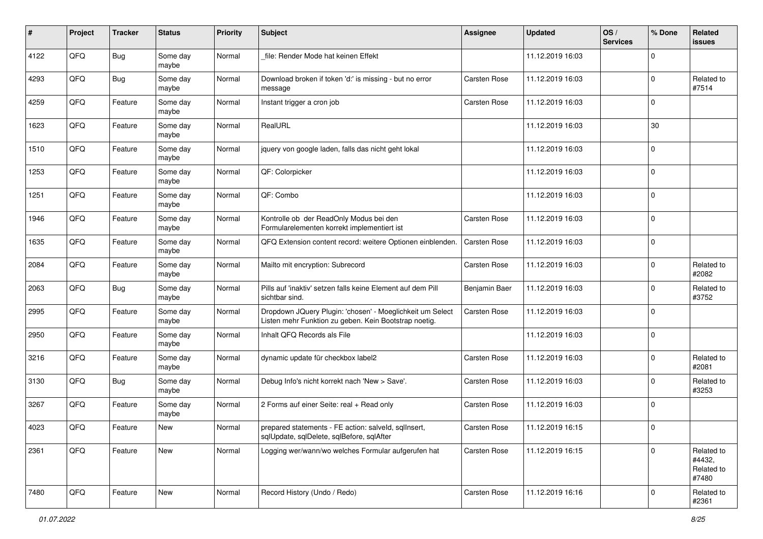| # | Project | Tracker | Status | Priority | Subject | Assignee | Updated | OS / Services | % Done | Related issues |
|---|---|---|---|---|---|---|---|---|---|---|
| 4122 | QFQ | Bug | Some day maybe | Normal | _file: Render Mode hat keinen Effekt | | 11.12.2019 16:03 | | 0 | |
| 4293 | QFQ | Bug | Some day maybe | Normal | Download broken if token 'd:' is missing - but no error message | Carsten Rose | 11.12.2019 16:03 | | 0 | Related to #7514 |
| 4259 | QFQ | Feature | Some day maybe | Normal | Instant trigger a cron job | Carsten Rose | 11.12.2019 16:03 | | 0 | |
| 1623 | QFQ | Feature | Some day maybe | Normal | RealURL | | 11.12.2019 16:03 | | 30 | |
| 1510 | QFQ | Feature | Some day maybe | Normal | jquery von google laden, falls das nicht geht lokal | | 11.12.2019 16:03 | | 0 | |
| 1253 | QFQ | Feature | Some day maybe | Normal | QF: Colorpicker | | 11.12.2019 16:03 | | 0 | |
| 1251 | QFQ | Feature | Some day maybe | Normal | QF: Combo | | 11.12.2019 16:03 | | 0 | |
| 1946 | QFQ | Feature | Some day maybe | Normal | Kontrolle ob der ReadOnly Modus bei den Formularelementen korrekt implementiert ist | Carsten Rose | 11.12.2019 16:03 | | 0 | |
| 1635 | QFQ | Feature | Some day maybe | Normal | QFQ Extension content record: weitere Optionen einblenden. | Carsten Rose | 11.12.2019 16:03 | | 0 | |
| 2084 | QFQ | Feature | Some day maybe | Normal | Mailto mit encryption: Subrecord | Carsten Rose | 11.12.2019 16:03 | | 0 | Related to #2082 |
| 2063 | QFQ | Bug | Some day maybe | Normal | Pills auf 'inaktiv' setzen falls keine Element auf dem Pill sichtbar sind. | Benjamin Baer | 11.12.2019 16:03 | | 0 | Related to #3752 |
| 2995 | QFQ | Feature | Some day maybe | Normal | Dropdown JQuery Plugin: 'chosen' - Moeglichkeit um Select Listen mehr Funktion zu geben. Kein Bootstrap noetig. | Carsten Rose | 11.12.2019 16:03 | | 0 | |
| 2950 | QFQ | Feature | Some day maybe | Normal | Inhalt QFQ Records als File | | 11.12.2019 16:03 | | 0 | |
| 3216 | QFQ | Feature | Some day maybe | Normal | dynamic update für checkbox label2 | Carsten Rose | 11.12.2019 16:03 | | 0 | Related to #2081 |
| 3130 | QFQ | Bug | Some day maybe | Normal | Debug Info's nicht korrekt nach 'New > Save'. | Carsten Rose | 11.12.2019 16:03 | | 0 | Related to #3253 |
| 3267 | QFQ | Feature | Some day maybe | Normal | 2 Forms auf einer Seite: real + Read only | Carsten Rose | 11.12.2019 16:03 | | 0 | |
| 4023 | QFQ | Feature | New | Normal | prepared statements - FE action: salveld, sqlInsert, sqlUpdate, sqlDelete, sqlBefore, sqlAfter | Carsten Rose | 11.12.2019 16:15 | | 0 | |
| 2361 | QFQ | Feature | New | Normal | Logging wer/wann/wo welches Formular aufgerufen hat | Carsten Rose | 11.12.2019 16:15 | | 0 | Related to #4432, Related to #7480 |
| 7480 | QFQ | Feature | New | Normal | Record History (Undo / Redo) | Carsten Rose | 11.12.2019 16:16 | | 0 | Related to #2361 |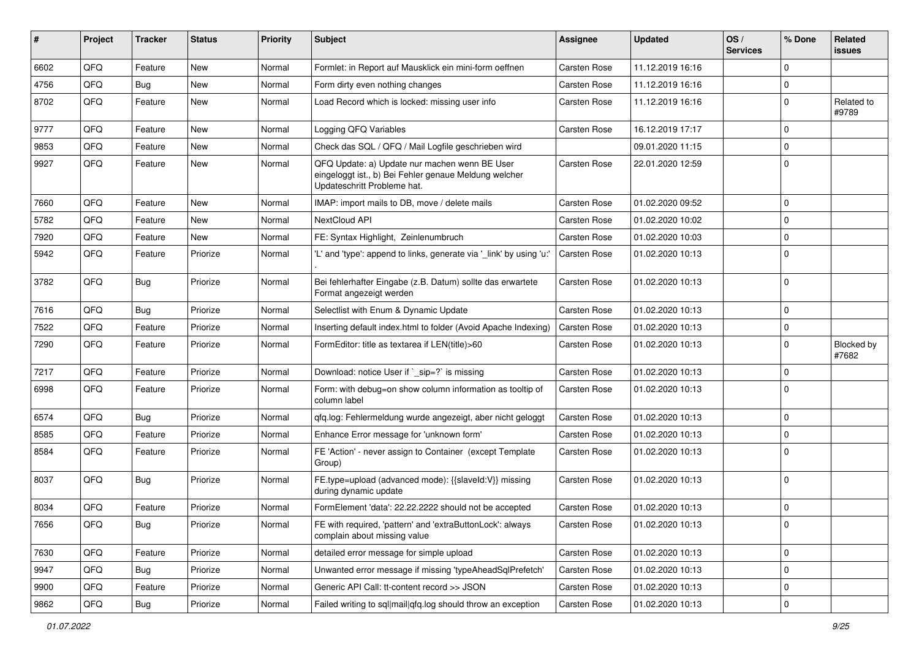| # | Project | Tracker | Status | Priority | Subject | Assignee | Updated | OS / Services | % Done | Related issues |
|---|---|---|---|---|---|---|---|---|---|---|
| 6602 | QFQ | Feature | New | Normal | Formlet: in Report auf Mausklick ein mini-form oeffnen | Carsten Rose | 11.12.2019 16:16 | | 0 | |
| 4756 | QFQ | Bug | New | Normal | Form dirty even nothing changes | Carsten Rose | 11.12.2019 16:16 | | 0 | |
| 8702 | QFQ | Feature | New | Normal | Load Record which is locked: missing user info | Carsten Rose | 11.12.2019 16:16 | | 0 | Related to #9789 |
| 9777 | QFQ | Feature | New | Normal | Logging QFQ Variables | Carsten Rose | 16.12.2019 17:17 | | 0 | |
| 9853 | QFQ | Feature | New | Normal | Check das SQL / QFQ / Mail Logfile geschrieben wird | | 09.01.2020 11:15 | | 0 | |
| 9927 | QFQ | Feature | New | Normal | QFQ Update: a) Update nur machen wenn BE User eingeloggt ist., b) Bei Fehler genaue Meldung welcher Updateschritt Probleme hat. | Carsten Rose | 22.01.2020 12:59 | | 0 | |
| 7660 | QFQ | Feature | New | Normal | IMAP: import mails to DB, move / delete mails | Carsten Rose | 01.02.2020 09:52 | | 0 | |
| 5782 | QFQ | Feature | New | Normal | NextCloud API | Carsten Rose | 01.02.2020 10:02 | | 0 | |
| 7920 | QFQ | Feature | New | Normal | FE: Syntax Highlight, Zeinlenumbruch | Carsten Rose | 01.02.2020 10:03 | | 0 | |
| 5942 | QFQ | Feature | Priorize | Normal | 'L' and 'type': append to links, generate via '_link' by using 'u:' . | Carsten Rose | 01.02.2020 10:13 | | 0 | |
| 3782 | QFQ | Bug | Priorize | Normal | Bei fehlerhafter Eingabe (z.B. Datum) sollte das erwartete Format angezeigt werden | Carsten Rose | 01.02.2020 10:13 | | 0 | |
| 7616 | QFQ | Bug | Priorize | Normal | Selectlist with Enum & Dynamic Update | Carsten Rose | 01.02.2020 10:13 | | 0 | |
| 7522 | QFQ | Feature | Priorize | Normal | Inserting default index.html to folder (Avoid Apache Indexing) | Carsten Rose | 01.02.2020 10:13 | | 0 | |
| 7290 | QFQ | Feature | Priorize | Normal | FormEditor: title as textarea if LEN(title)>60 | Carsten Rose | 01.02.2020 10:13 | | 0 | Blocked by #7682 |
| 7217 | QFQ | Feature | Priorize | Normal | Download: notice User if `_sip=?` is missing | Carsten Rose | 01.02.2020 10:13 | | 0 | |
| 6998 | QFQ | Feature | Priorize | Normal | Form: with debug=on show column information as tooltip of column label | Carsten Rose | 01.02.2020 10:13 | | 0 | |
| 6574 | QFQ | Bug | Priorize | Normal | qfq.log: Fehlermeldung wurde angezeigt, aber nicht geloggt | Carsten Rose | 01.02.2020 10:13 | | 0 | |
| 8585 | QFQ | Feature | Priorize | Normal | Enhance Error message for 'unknown form' | Carsten Rose | 01.02.2020 10:13 | | 0 | |
| 8584 | QFQ | Feature | Priorize | Normal | FE 'Action' - never assign to Container (except Template Group) | Carsten Rose | 01.02.2020 10:13 | | 0 | |
| 8037 | QFQ | Bug | Priorize | Normal | FE.type=upload (advanced mode): {{slaveId:V}} missing during dynamic update | Carsten Rose | 01.02.2020 10:13 | | 0 | |
| 8034 | QFQ | Feature | Priorize | Normal | FormElement 'data': 22.22.2222 should not be accepted | Carsten Rose | 01.02.2020 10:13 | | 0 | |
| 7656 | QFQ | Bug | Priorize | Normal | FE with required, 'pattern' and 'extraButtonLock': always complain about missing value | Carsten Rose | 01.02.2020 10:13 | | 0 | |
| 7630 | QFQ | Feature | Priorize | Normal | detailed error message for simple upload | Carsten Rose | 01.02.2020 10:13 | | 0 | |
| 9947 | QFQ | Bug | Priorize | Normal | Unwanted error message if missing 'typeAheadSqlPrefetch' | Carsten Rose | 01.02.2020 10:13 | | 0 | |
| 9900 | QFQ | Feature | Priorize | Normal | Generic API Call: tt-content record >> JSON | Carsten Rose | 01.02.2020 10:13 | | 0 | |
| 9862 | QFQ | Bug | Priorize | Normal | Failed writing to sql\|mail\|qfq.log should throw an exception | Carsten Rose | 01.02.2020 10:13 | | 0 | |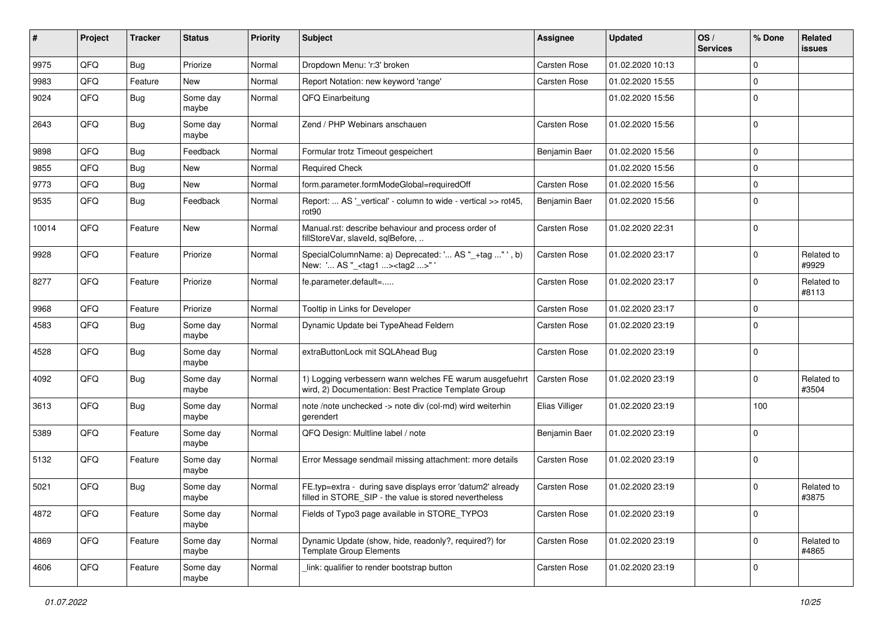| # | Project | Tracker | Status | Priority | Subject | Assignee | Updated | OS / Services | % Done | Related issues |
|---|---|---|---|---|---|---|---|---|---|---|
| 9975 | QFQ | Bug | Priorize | Normal | Dropdown Menu: 'r:3' broken | Carsten Rose | 01.02.2020 10:13 | | 0 | |
| 9983 | QFQ | Feature | New | Normal | Report Notation: new keyword 'range' | Carsten Rose | 01.02.2020 15:55 | | 0 | |
| 9024 | QFQ | Bug | Some day maybe | Normal | QFQ Einarbeitung | | 01.02.2020 15:56 | | 0 | |
| 2643 | QFQ | Bug | Some day maybe | Normal | Zend / PHP Webinars anschauen | Carsten Rose | 01.02.2020 15:56 | | 0 | |
| 9898 | QFQ | Bug | Feedback | Normal | Formular trotz Timeout gespeichert | Benjamin Baer | 01.02.2020 15:56 | | 0 | |
| 9855 | QFQ | Bug | New | Normal | Required Check | | 01.02.2020 15:56 | | 0 | |
| 9773 | QFQ | Bug | New | Normal | form.parameter.formModeGlobal=requiredOff | Carsten Rose | 01.02.2020 15:56 | | 0 | |
| 9535 | QFQ | Bug | Feedback | Normal | Report: ... AS '_vertical' - column to wide - vertical >> rot45, rot90 | Benjamin Baer | 01.02.2020 15:56 | | 0 | |
| 10014 | QFQ | Feature | New | Normal | Manual.rst: describe behaviour and process order of fillStoreVar, slaveId, sqlBefore, .. | Carsten Rose | 01.02.2020 22:31 | | 0 | |
| 9928 | QFQ | Feature | Priorize | Normal | SpecialColumnName: a) Deprecated: '... AS "_+tag ..." ', b) New: '... AS "_<tag1 ...><tag2 ...>" ' | Carsten Rose | 01.02.2020 23:17 | | 0 | Related to #9929 |
| 8277 | QFQ | Feature | Priorize | Normal | fe.parameter.default=..... | Carsten Rose | 01.02.2020 23:17 | | 0 | Related to #8113 |
| 9968 | QFQ | Feature | Priorize | Normal | Tooltip in Links for Developer | Carsten Rose | 01.02.2020 23:17 | | 0 | |
| 4583 | QFQ | Bug | Some day maybe | Normal | Dynamic Update bei TypeAhead Feldern | Carsten Rose | 01.02.2020 23:19 | | 0 | |
| 4528 | QFQ | Bug | Some day maybe | Normal | extraButtonLock mit SQLAhead Bug | Carsten Rose | 01.02.2020 23:19 | | 0 | |
| 4092 | QFQ | Bug | Some day maybe | Normal | 1) Logging verbessern wann welches FE warum ausgefuehrt wird, 2) Documentation: Best Practice Template Group | Carsten Rose | 01.02.2020 23:19 | | 0 | Related to #3504 |
| 3613 | QFQ | Bug | Some day maybe | Normal | note /note unchecked -> note div (col-md) wird weiterhin gerendert | Elias Villiger | 01.02.2020 23:19 | | 100 | |
| 5389 | QFQ | Feature | Some day maybe | Normal | QFQ Design: Multline label / note | Benjamin Baer | 01.02.2020 23:19 | | 0 | |
| 5132 | QFQ | Feature | Some day maybe | Normal | Error Message sendmail missing attachment: more details | Carsten Rose | 01.02.2020 23:19 | | 0 | |
| 5021 | QFQ | Bug | Some day maybe | Normal | FE.typ=extra - during save displays error 'datum2' already filled in STORE_SIP - the value is stored nevertheless | Carsten Rose | 01.02.2020 23:19 | | 0 | Related to #3875 |
| 4872 | QFQ | Feature | Some day maybe | Normal | Fields of Typo3 page available in STORE_TYPO3 | Carsten Rose | 01.02.2020 23:19 | | 0 | |
| 4869 | QFQ | Feature | Some day maybe | Normal | Dynamic Update (show, hide, readonly?, required?) for Template Group Elements | Carsten Rose | 01.02.2020 23:19 | | 0 | Related to #4865 |
| 4606 | QFQ | Feature | Some day maybe | Normal | _link: qualifier to render bootstrap button | Carsten Rose | 01.02.2020 23:19 | | 0 | |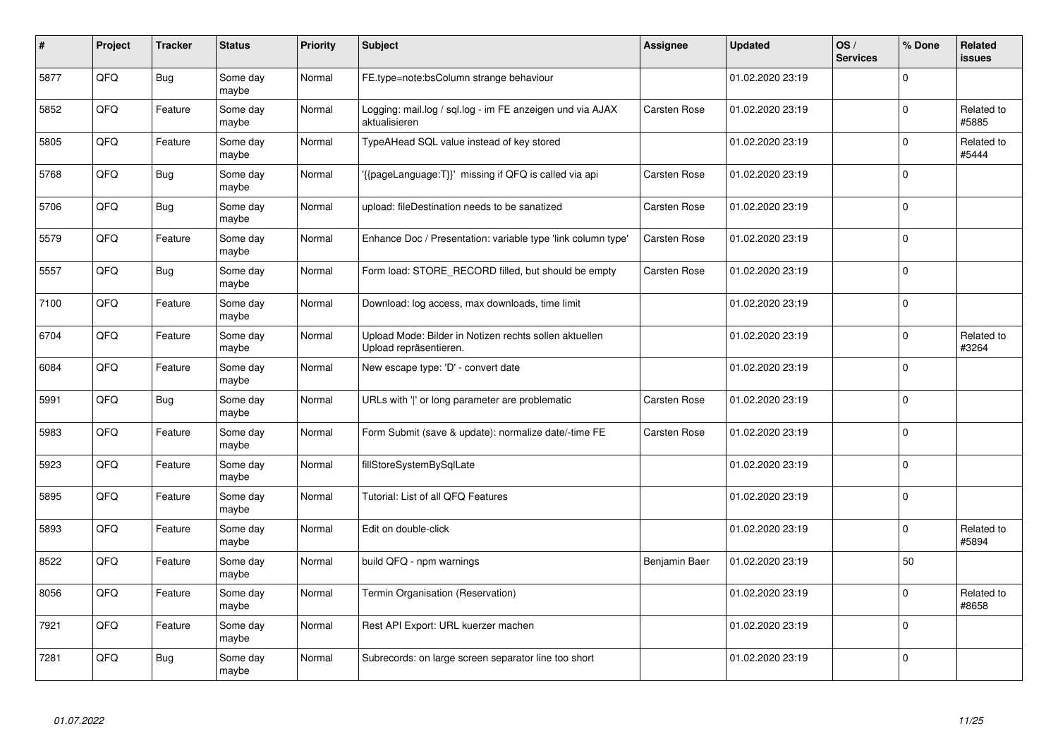| # | Project | Tracker | Status | Priority | Subject | Assignee | Updated | OS / Services | % Done | Related issues |
|---|---|---|---|---|---|---|---|---|---|---|
| 5877 | QFQ | Bug | Some day maybe | Normal | FE.type=note:bsColumn strange behaviour | | 01.02.2020 23:19 | | 0 | |
| 5852 | QFQ | Feature | Some day maybe | Normal | Logging: mail.log / sql.log - im FE anzeigen und via AJAX aktualisieren | Carsten Rose | 01.02.2020 23:19 | | 0 | Related to #5885 |
| 5805 | QFQ | Feature | Some day maybe | Normal | TypeAHead SQL value instead of key stored | | 01.02.2020 23:19 | | 0 | Related to #5444 |
| 5768 | QFQ | Bug | Some day maybe | Normal | '{{pageLanguage:T}}' missing if QFQ is called via api | Carsten Rose | 01.02.2020 23:19 | | 0 | |
| 5706 | QFQ | Bug | Some day maybe | Normal | upload: fileDestination needs to be sanatized | Carsten Rose | 01.02.2020 23:19 | | 0 | |
| 5579 | QFQ | Feature | Some day maybe | Normal | Enhance Doc / Presentation: variable type 'link column type' | Carsten Rose | 01.02.2020 23:19 | | 0 | |
| 5557 | QFQ | Bug | Some day maybe | Normal | Form load: STORE_RECORD filled, but should be empty | Carsten Rose | 01.02.2020 23:19 | | 0 | |
| 7100 | QFQ | Feature | Some day maybe | Normal | Download: log access, max downloads, time limit | | 01.02.2020 23:19 | | 0 | |
| 6704 | QFQ | Feature | Some day maybe | Normal | Upload Mode: Bilder in Notizen rechts sollen aktuellen Upload repräsentieren. | | 01.02.2020 23:19 | | 0 | Related to #3264 |
| 6084 | QFQ | Feature | Some day maybe | Normal | New escape type: 'D' - convert date | | 01.02.2020 23:19 | | 0 | |
| 5991 | QFQ | Bug | Some day maybe | Normal | URLs with ' ' or long parameter are problematic | Carsten Rose | 01.02.2020 23:19 | | 0 | |
| 5983 | QFQ | Feature | Some day maybe | Normal | Form Submit (save & update): normalize date/-time FE | Carsten Rose | 01.02.2020 23:19 | | 0 | |
| 5923 | QFQ | Feature | Some day maybe | Normal | fillStoreSystemBySqlLate | | 01.02.2020 23:19 | | 0 | |
| 5895 | QFQ | Feature | Some day maybe | Normal | Tutorial: List of all QFQ Features | | 01.02.2020 23:19 | | 0 | |
| 5893 | QFQ | Feature | Some day maybe | Normal | Edit on double-click | | 01.02.2020 23:19 | | 0 | Related to #5894 |
| 8522 | QFQ | Feature | Some day maybe | Normal | build QFQ - npm warnings | Benjamin Baer | 01.02.2020 23:19 | | 50 | |
| 8056 | QFQ | Feature | Some day maybe | Normal | Termin Organisation (Reservation) | | 01.02.2020 23:19 | | 0 | Related to #8658 |
| 7921 | QFQ | Feature | Some day maybe | Normal | Rest API Export: URL kuerzer machen | | 01.02.2020 23:19 | | 0 | |
| 7281 | QFQ | Bug | Some day maybe | Normal | Subrecords: on large screen separator line too short | | 01.02.2020 23:19 | | 0 | |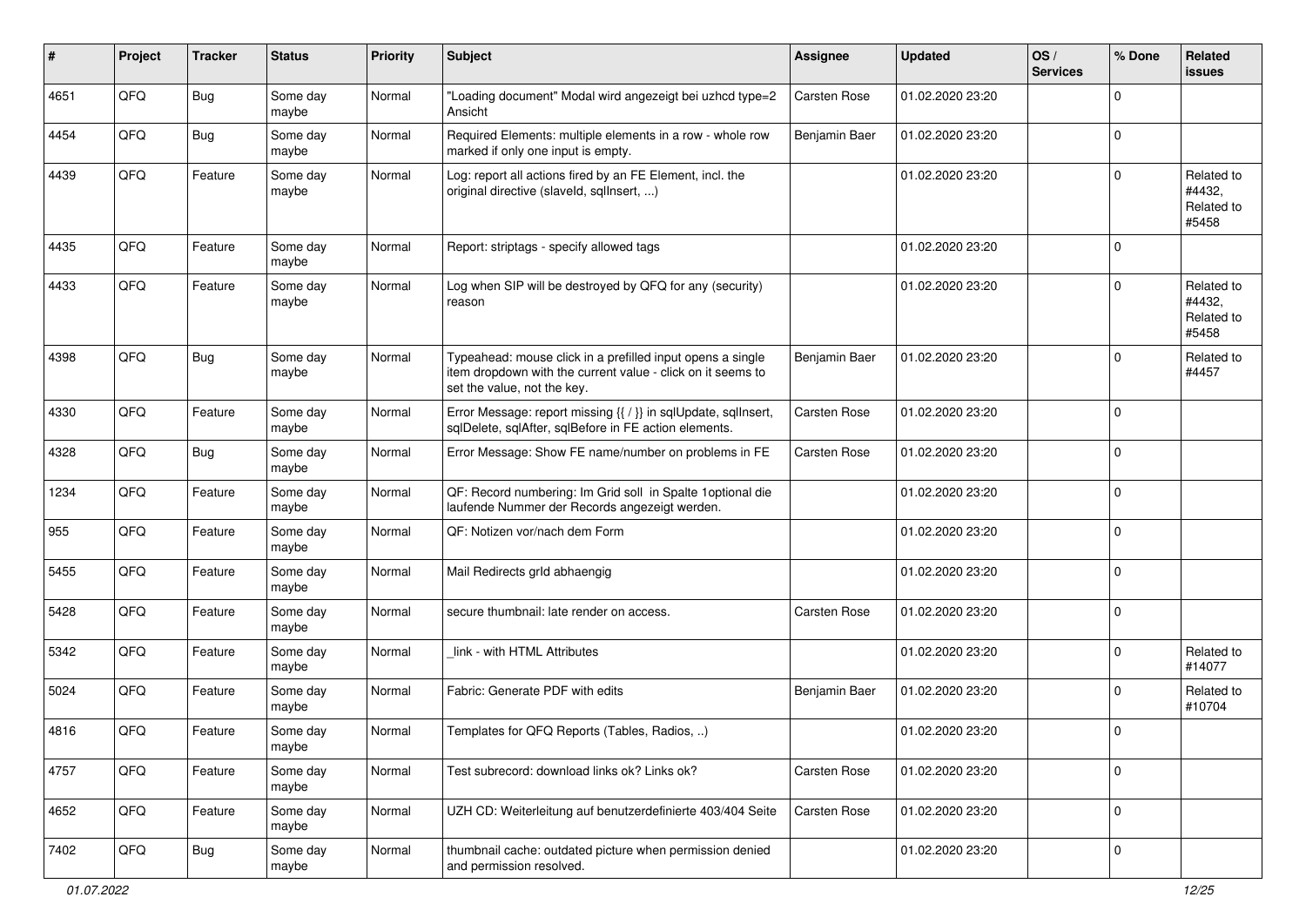| # | Project | Tracker | Status | Priority | Subject | Assignee | Updated | OS / Services | % Done | Related issues |
|---|---|---|---|---|---|---|---|---|---|---|
| 4651 | QFQ | Bug | Some day maybe | Normal | "Loading document" Modal wird angezeigt bei uzhcd type=2 Ansicht | Carsten Rose | 01.02.2020 23:20 | | 0 | |
| 4454 | QFQ | Bug | Some day maybe | Normal | Required Elements: multiple elements in a row - whole row marked if only one input is empty. | Benjamin Baer | 01.02.2020 23:20 | | 0 | |
| 4439 | QFQ | Feature | Some day maybe | Normal | Log: report all actions fired by an FE Element, incl. the original directive (slaveId, sqlInsert, ...) | | 01.02.2020 23:20 | | 0 | Related to #4432, Related to #5458 |
| 4435 | QFQ | Feature | Some day maybe | Normal | Report: striptags - specify allowed tags | | 01.02.2020 23:20 | | 0 | |
| 4433 | QFQ | Feature | Some day maybe | Normal | Log when SIP will be destroyed by QFQ for any (security) reason | | 01.02.2020 23:20 | | 0 | Related to #4432, Related to #5458 |
| 4398 | QFQ | Bug | Some day maybe | Normal | Typeahead: mouse click in a prefilled input opens a single item dropdown with the current value - click on it seems to set the value, not the key. | Benjamin Baer | 01.02.2020 23:20 | | 0 | Related to #4457 |
| 4330 | QFQ | Feature | Some day maybe | Normal | Error Message: report missing {{ / }} in sqlUpdate, sqlInsert, sqlDelete, sqlAfter, sqlBefore in FE action elements. | Carsten Rose | 01.02.2020 23:20 | | 0 | |
| 4328 | QFQ | Bug | Some day maybe | Normal | Error Message: Show FE name/number on problems in FE | Carsten Rose | 01.02.2020 23:20 | | 0 | |
| 1234 | QFQ | Feature | Some day maybe | Normal | QF: Record numbering: Im Grid soll in Spalte 1optional die laufende Nummer der Records angezeigt werden. | | 01.02.2020 23:20 | | 0 | |
| 955 | QFQ | Feature | Some day maybe | Normal | QF: Notizen vor/nach dem Form | | 01.02.2020 23:20 | | 0 | |
| 5455 | QFQ | Feature | Some day maybe | Normal | Mail Redirects grId abhaengig | | 01.02.2020 23:20 | | 0 | |
| 5428 | QFQ | Feature | Some day maybe | Normal | secure thumbnail: late render on access. | Carsten Rose | 01.02.2020 23:20 | | 0 | |
| 5342 | QFQ | Feature | Some day maybe | Normal | _link - with HTML Attributes | | 01.02.2020 23:20 | | 0 | Related to #14077 |
| 5024 | QFQ | Feature | Some day maybe | Normal | Fabric: Generate PDF with edits | Benjamin Baer | 01.02.2020 23:20 | | 0 | Related to #10704 |
| 4816 | QFQ | Feature | Some day maybe | Normal | Templates for QFQ Reports (Tables, Radios, ..) | | 01.02.2020 23:20 | | 0 | |
| 4757 | QFQ | Feature | Some day maybe | Normal | Test subrecord: download links ok? Links ok? | Carsten Rose | 01.02.2020 23:20 | | 0 | |
| 4652 | QFQ | Feature | Some day maybe | Normal | UZH CD: Weiterleitung auf benutzerdefinierte 403/404 Seite | Carsten Rose | 01.02.2020 23:20 | | 0 | |
| 7402 | QFQ | Bug | Some day maybe | Normal | thumbnail cache: outdated picture when permission denied and permission resolved. | | 01.02.2020 23:20 | | 0 | |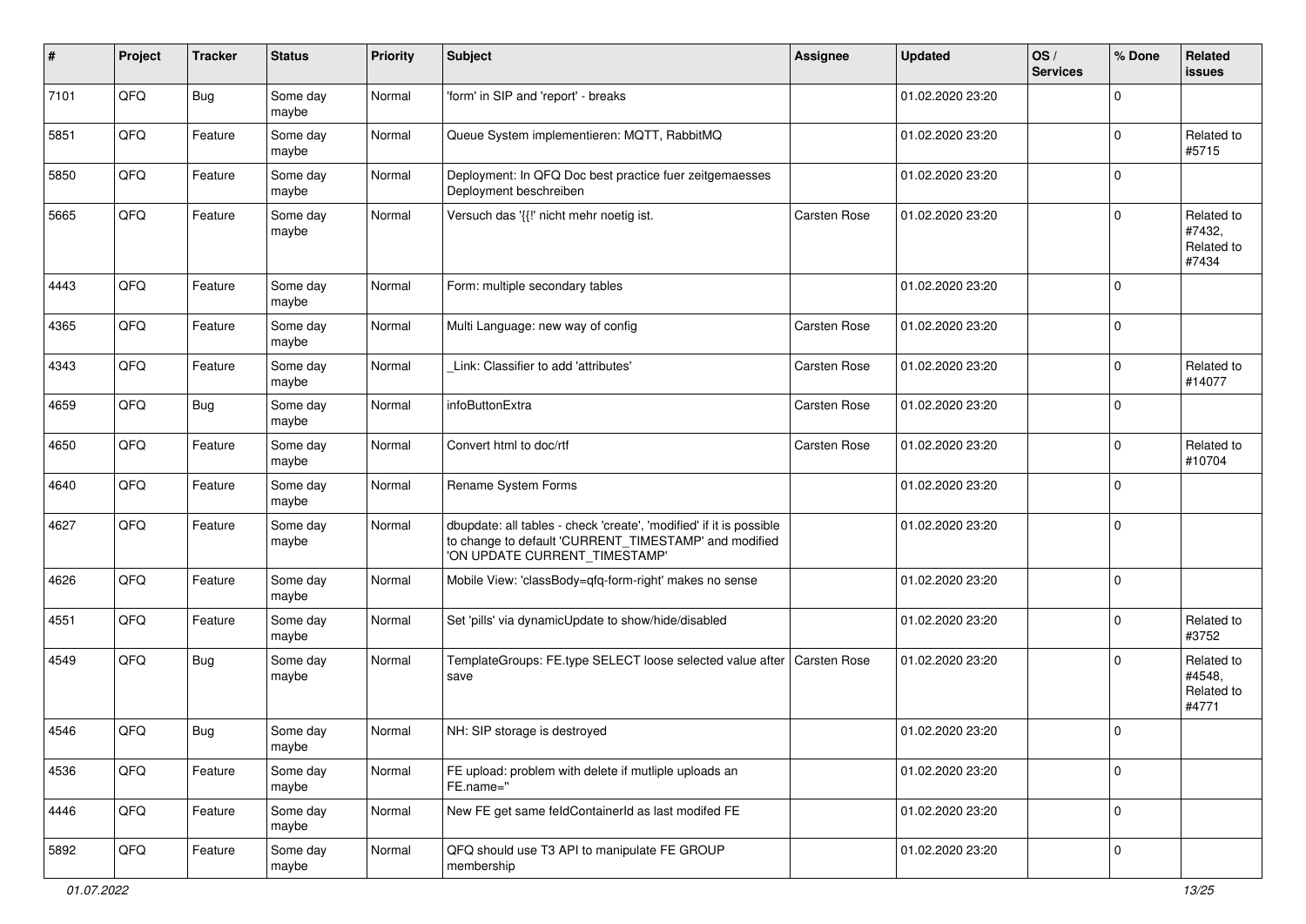| # | Project | Tracker | Status | Priority | Subject | Assignee | Updated | OS / Services | % Done | Related issues |
|---|---|---|---|---|---|---|---|---|---|---|
| 7101 | QFQ | Bug | Some day maybe | Normal | 'form' in SIP and 'report' - breaks | | 01.02.2020 23:20 | | 0 | |
| 5851 | QFQ | Feature | Some day maybe | Normal | Queue System implementieren: MQTT, RabbitMQ | | 01.02.2020 23:20 | | 0 | Related to #5715 |
| 5850 | QFQ | Feature | Some day maybe | Normal | Deployment: In QFQ Doc best practice fuer zeitgemaesses Deployment beschreiben | | 01.02.2020 23:20 | | 0 | |
| 5665 | QFQ | Feature | Some day maybe | Normal | Versuch das '{{!' nicht mehr noetig ist. | Carsten Rose | 01.02.2020 23:20 | | 0 | Related to #7432, Related to #7434 |
| 4443 | QFQ | Feature | Some day maybe | Normal | Form: multiple secondary tables | | 01.02.2020 23:20 | | 0 | |
| 4365 | QFQ | Feature | Some day maybe | Normal | Multi Language: new way of config | Carsten Rose | 01.02.2020 23:20 | | 0 | |
| 4343 | QFQ | Feature | Some day maybe | Normal | _Link: Classifier to add 'attributes' | Carsten Rose | 01.02.2020 23:20 | | 0 | Related to #14077 |
| 4659 | QFQ | Bug | Some day maybe | Normal | infoButtonExtra | Carsten Rose | 01.02.2020 23:20 | | 0 | |
| 4650 | QFQ | Feature | Some day maybe | Normal | Convert html to doc/rtf | Carsten Rose | 01.02.2020 23:20 | | 0 | Related to #10704 |
| 4640 | QFQ | Feature | Some day maybe | Normal | Rename System Forms | | 01.02.2020 23:20 | | 0 | |
| 4627 | QFQ | Feature | Some day maybe | Normal | dbupdate: all tables - check 'create', 'modified' if it is possible to change to default 'CURRENT_TIMESTAMP' and modified 'ON UPDATE CURRENT_TIMESTAMP' | | 01.02.2020 23:20 | | 0 | |
| 4626 | QFQ | Feature | Some day maybe | Normal | Mobile View: 'classBody=qfq-form-right' makes no sense | | 01.02.2020 23:20 | | 0 | |
| 4551 | QFQ | Feature | Some day maybe | Normal | Set 'pills' via dynamicUpdate to show/hide/disabled | | 01.02.2020 23:20 | | 0 | Related to #3752 |
| 4549 | QFQ | Bug | Some day maybe | Normal | TemplateGroups: FE.type SELECT loose selected value after save | Carsten Rose | 01.02.2020 23:20 | | 0 | Related to #4548, Related to #4771 |
| 4546 | QFQ | Bug | Some day maybe | Normal | NH: SIP storage is destroyed | | 01.02.2020 23:20 | | 0 | |
| 4536 | QFQ | Feature | Some day maybe | Normal | FE upload: problem with delete if mutliple uploads an FE.name='' | | 01.02.2020 23:20 | | 0 | |
| 4446 | QFQ | Feature | Some day maybe | Normal | New FE get same feldContainerId as last modifed FE | | 01.02.2020 23:20 | | 0 | |
| 5892 | QFQ | Feature | Some day maybe | Normal | QFQ should use T3 API to manipulate FE GROUP membership | | 01.02.2020 23:20 | | 0 | |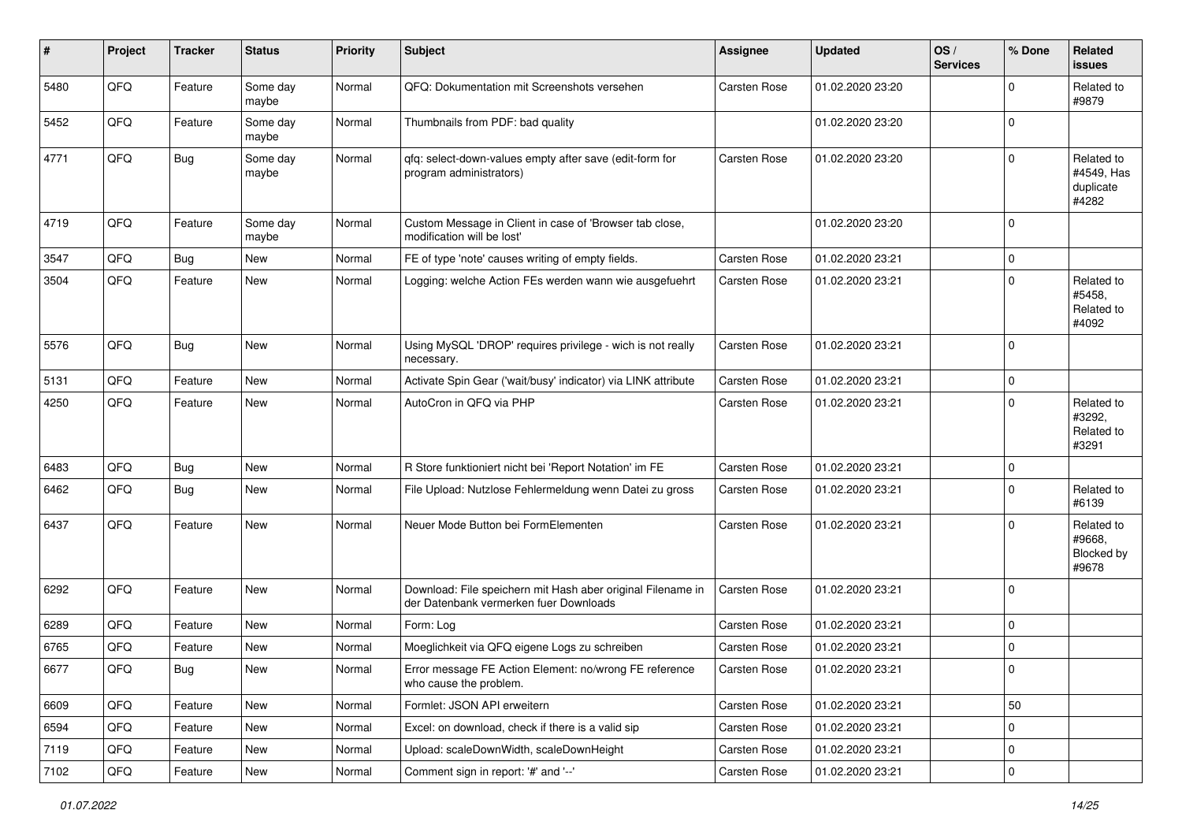| # | Project | Tracker | Status | Priority | Subject | Assignee | Updated | OS / Services | % Done | Related issues |
|---|---|---|---|---|---|---|---|---|---|---|
| 5480 | QFQ | Feature | Some day maybe | Normal | QFQ: Dokumentation mit Screenshots versehen | Carsten Rose | 01.02.2020 23:20 | | 0 | Related to #9879 |
| 5452 | QFQ | Feature | Some day maybe | Normal | Thumbnails from PDF: bad quality | | 01.02.2020 23:20 | | 0 | |
| 4771 | QFQ | Bug | Some day maybe | Normal | qfq: select-down-values empty after save (edit-form for program administrators) | Carsten Rose | 01.02.2020 23:20 | | 0 | Related to #4549, Has duplicate #4282 |
| 4719 | QFQ | Feature | Some day maybe | Normal | Custom Message in Client in case of 'Browser tab close, modification will be lost' | | 01.02.2020 23:20 | | 0 | |
| 3547 | QFQ | Bug | New | Normal | FE of type 'note' causes writing of empty fields. | Carsten Rose | 01.02.2020 23:21 | | 0 | |
| 3504 | QFQ | Feature | New | Normal | Logging: welche Action FEs werden wann wie ausgefuehrt | Carsten Rose | 01.02.2020 23:21 | | 0 | Related to #5458, Related to #4092 |
| 5576 | QFQ | Bug | New | Normal | Using MySQL 'DROP' requires privilege - wich is not really necessary. | Carsten Rose | 01.02.2020 23:21 | | 0 | |
| 5131 | QFQ | Feature | New | Normal | Activate Spin Gear ('wait/busy' indicator) via LINK attribute | Carsten Rose | 01.02.2020 23:21 | | 0 | |
| 4250 | QFQ | Feature | New | Normal | AutoCron in QFQ via PHP | Carsten Rose | 01.02.2020 23:21 | | 0 | Related to #3292, Related to #3291 |
| 6483 | QFQ | Bug | New | Normal | R Store funktioniert nicht bei 'Report Notation' im FE | Carsten Rose | 01.02.2020 23:21 | | 0 | |
| 6462 | QFQ | Bug | New | Normal | File Upload: Nutzlose Fehlermeldung wenn Datei zu gross | Carsten Rose | 01.02.2020 23:21 | | 0 | Related to #6139 |
| 6437 | QFQ | Feature | New | Normal | Neuer Mode Button bei FormElementen | Carsten Rose | 01.02.2020 23:21 | | 0 | Related to #9668, Blocked by #9678 |
| 6292 | QFQ | Feature | New | Normal | Download: File speichern mit Hash aber original Filename in der Datenbank vermerken fuer Downloads | Carsten Rose | 01.02.2020 23:21 | | 0 | |
| 6289 | QFQ | Feature | New | Normal | Form: Log | Carsten Rose | 01.02.2020 23:21 | | 0 | |
| 6765 | QFQ | Feature | New | Normal | Moeglichkeit via QFQ eigene Logs zu schreiben | Carsten Rose | 01.02.2020 23:21 | | 0 | |
| 6677 | QFQ | Bug | New | Normal | Error message FE Action Element: no/wrong FE reference who cause the problem. | Carsten Rose | 01.02.2020 23:21 | | 0 | |
| 6609 | QFQ | Feature | New | Normal | Formlet: JSON API erweitern | Carsten Rose | 01.02.2020 23:21 | | 50 | |
| 6594 | QFQ | Feature | New | Normal | Excel: on download, check if there is a valid sip | Carsten Rose | 01.02.2020 23:21 | | 0 | |
| 7119 | QFQ | Feature | New | Normal | Upload: scaleDownWidth, scaleDownHeight | Carsten Rose | 01.02.2020 23:21 | | 0 | |
| 7102 | QFQ | Feature | New | Normal | Comment sign in report: '#' and '--' | Carsten Rose | 01.02.2020 23:21 | | 0 | |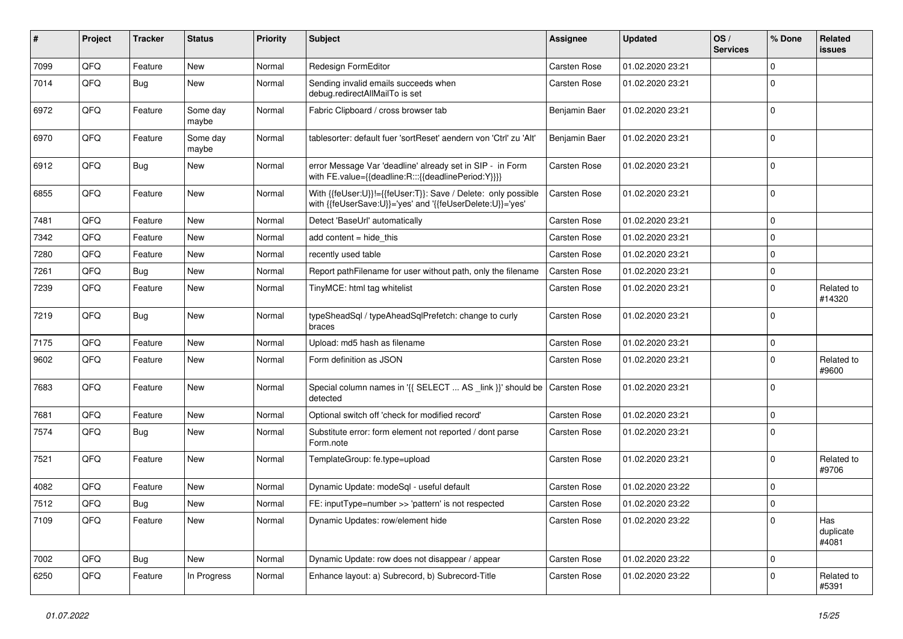| # | Project | Tracker | Status | Priority | Subject | Assignee | Updated | OS / Services | % Done | Related issues |
|---|---|---|---|---|---|---|---|---|---|---|
| 7099 | QFQ | Feature | New | Normal | Redesign FormEditor | Carsten Rose | 01.02.2020 23:21 | | 0 | |
| 7014 | QFQ | Bug | New | Normal | Sending invalid emails succeeds when debug.redirectAllMailTo is set | Carsten Rose | 01.02.2020 23:21 | | 0 | |
| 6972 | QFQ | Feature | Some day maybe | Normal | Fabric Clipboard / cross browser tab | Benjamin Baer | 01.02.2020 23:21 | | 0 | |
| 6970 | QFQ | Feature | Some day maybe | Normal | tablesorter: default fuer 'sortReset' aendern von 'Ctrl' zu 'Alt' | Benjamin Baer | 01.02.2020 23:21 | | 0 | |
| 6912 | QFQ | Bug | New | Normal | error Message Var 'deadline' already set in SIP - in Form with FE.value={{deadline:R:::{{deadlinePeriod:Y}}}} | Carsten Rose | 01.02.2020 23:21 | | 0 | |
| 6855 | QFQ | Feature | New | Normal | With {{feUser:U}}!={{feUser:T}}: Save / Delete: only possible with {{feUserSave:U}}='yes' and '{{feUserDelete:U}}='yes' | Carsten Rose | 01.02.2020 23:21 | | 0 | |
| 7481 | QFQ | Feature | New | Normal | Detect 'BaseUrl' automatically | Carsten Rose | 01.02.2020 23:21 | | 0 | |
| 7342 | QFQ | Feature | New | Normal | add content = hide_this | Carsten Rose | 01.02.2020 23:21 | | 0 | |
| 7280 | QFQ | Feature | New | Normal | recently used table | Carsten Rose | 01.02.2020 23:21 | | 0 | |
| 7261 | QFQ | Bug | New | Normal | Report pathFilename for user without path, only the filename | Carsten Rose | 01.02.2020 23:21 | | 0 | |
| 7239 | QFQ | Feature | New | Normal | TinyMCE: html tag whitelist | Carsten Rose | 01.02.2020 23:21 | | 0 | Related to #14320 |
| 7219 | QFQ | Bug | New | Normal | typeSheadSql / typeAheadSqlPrefetch: change to curly braces | Carsten Rose | 01.02.2020 23:21 | | 0 | |
| 7175 | QFQ | Feature | New | Normal | Upload: md5 hash as filename | Carsten Rose | 01.02.2020 23:21 | | 0 | |
| 9602 | QFQ | Feature | New | Normal | Form definition as JSON | Carsten Rose | 01.02.2020 23:21 | | 0 | Related to #9600 |
| 7683 | QFQ | Feature | New | Normal | Special column names in '{{ SELECT ... AS _link }}' should be detected | Carsten Rose | 01.02.2020 23:21 | | 0 | |
| 7681 | QFQ | Feature | New | Normal | Optional switch off 'check for modified record' | Carsten Rose | 01.02.2020 23:21 | | 0 | |
| 7574 | QFQ | Bug | New | Normal | Substitute error: form element not reported / dont parse Form.note | Carsten Rose | 01.02.2020 23:21 | | 0 | |
| 7521 | QFQ | Feature | New | Normal | TemplateGroup: fe.type=upload | Carsten Rose | 01.02.2020 23:21 | | 0 | Related to #9706 |
| 4082 | QFQ | Feature | New | Normal | Dynamic Update: modeSql - useful default | Carsten Rose | 01.02.2020 23:22 | | 0 | |
| 7512 | QFQ | Bug | New | Normal | FE: inputType=number >> 'pattern' is not respected | Carsten Rose | 01.02.2020 23:22 | | 0 | |
| 7109 | QFQ | Feature | New | Normal | Dynamic Updates: row/element hide | Carsten Rose | 01.02.2020 23:22 | | 0 | Has duplicate #4081 |
| 7002 | QFQ | Bug | New | Normal | Dynamic Update: row does not disappear / appear | Carsten Rose | 01.02.2020 23:22 | | 0 | |
| 6250 | QFQ | Feature | In Progress | Normal | Enhance layout: a) Subrecord, b) Subrecord-Title | Carsten Rose | 01.02.2020 23:22 | | 0 | Related to #5391 |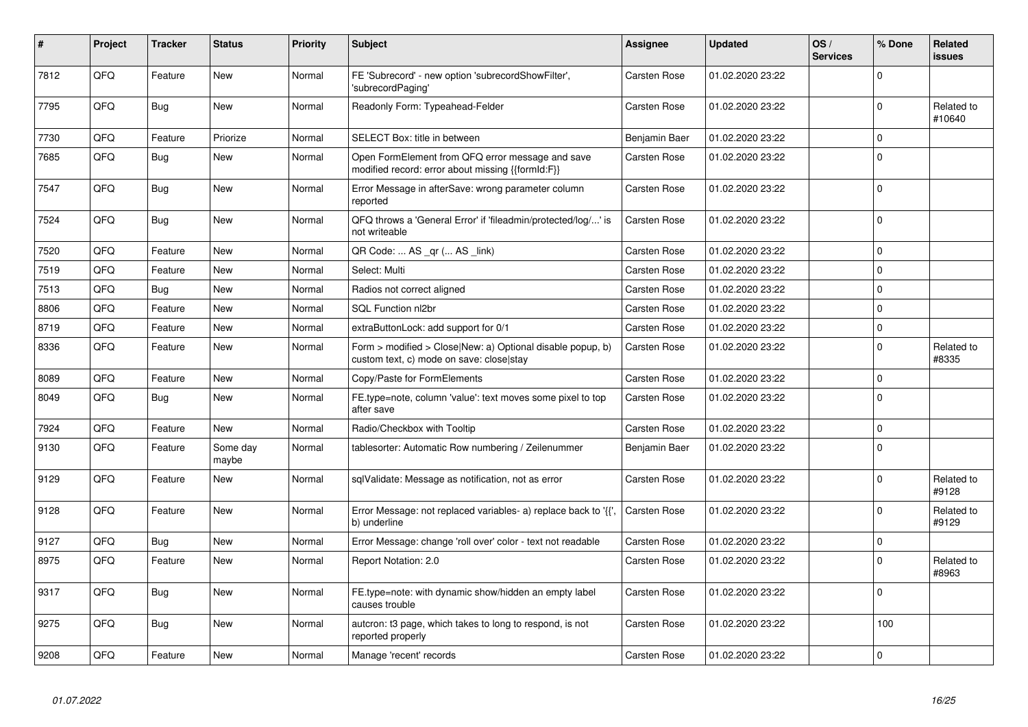| # | Project | Tracker | Status | Priority | Subject | Assignee | Updated | OS / Services | % Done | Related issues |
|---|---|---|---|---|---|---|---|---|---|---|
| 7812 | QFQ | Feature | New | Normal | FE 'Subrecord' - new option 'subrecordShowFilter', 'subrecordPaging' | Carsten Rose | 01.02.2020 23:22 | | 0 | |
| 7795 | QFQ | Bug | New | Normal | Readonly Form: Typeahead-Felder | Carsten Rose | 01.02.2020 23:22 | | 0 | Related to #10640 |
| 7730 | QFQ | Feature | Priorize | Normal | SELECT Box: title in between | Benjamin Baer | 01.02.2020 23:22 | | 0 | |
| 7685 | QFQ | Bug | New | Normal | Open FormElement from QFQ error message and save modified record: error about missing {{formId:F}} | Carsten Rose | 01.02.2020 23:22 | | 0 | |
| 7547 | QFQ | Bug | New | Normal | Error Message in afterSave: wrong parameter column reported | Carsten Rose | 01.02.2020 23:22 | | 0 | |
| 7524 | QFQ | Bug | New | Normal | QFQ throws a 'General Error' if 'fileadmin/protected/log/...' is not writeable | Carsten Rose | 01.02.2020 23:22 | | 0 | |
| 7520 | QFQ | Feature | New | Normal | QR Code: ... AS _qr (... AS _link) | Carsten Rose | 01.02.2020 23:22 | | 0 | |
| 7519 | QFQ | Feature | New | Normal | Select: Multi | Carsten Rose | 01.02.2020 23:22 | | 0 | |
| 7513 | QFQ | Bug | New | Normal | Radios not correct aligned | Carsten Rose | 01.02.2020 23:22 | | 0 | |
| 8806 | QFQ | Feature | New | Normal | SQL Function nl2br | Carsten Rose | 01.02.2020 23:22 | | 0 | |
| 8719 | QFQ | Feature | New | Normal | extraButtonLock: add support for 0/1 | Carsten Rose | 01.02.2020 23:22 | | 0 | |
| 8336 | QFQ | Feature | New | Normal | Form > modified > Close\|New: a) Optional disable popup, b) custom text, c) mode on save: close\|stay | Carsten Rose | 01.02.2020 23:22 | | 0 | Related to #8335 |
| 8089 | QFQ | Feature | New | Normal | Copy/Paste for FormElements | Carsten Rose | 01.02.2020 23:22 | | 0 | |
| 8049 | QFQ | Bug | New | Normal | FE.type=note, column 'value': text moves some pixel to top after save | Carsten Rose | 01.02.2020 23:22 | | 0 | |
| 7924 | QFQ | Feature | New | Normal | Radio/Checkbox with Tooltip | Carsten Rose | 01.02.2020 23:22 | | 0 | |
| 9130 | QFQ | Feature | Some day maybe | Normal | tablesorter: Automatic Row numbering / Zeilenummer | Benjamin Baer | 01.02.2020 23:22 | | 0 | |
| 9129 | QFQ | Feature | New | Normal | sqlValidate: Message as notification, not as error | Carsten Rose | 01.02.2020 23:22 | | 0 | Related to #9128 |
| 9128 | QFQ | Feature | New | Normal | Error Message: not replaced variables- a) replace back to '{{', b) underline | Carsten Rose | 01.02.2020 23:22 | | 0 | Related to #9129 |
| 9127 | QFQ | Bug | New | Normal | Error Message: change 'roll over' color - text not readable | Carsten Rose | 01.02.2020 23:22 | | 0 | |
| 8975 | QFQ | Feature | New | Normal | Report Notation: 2.0 | Carsten Rose | 01.02.2020 23:22 | | 0 | Related to #8963 |
| 9317 | QFQ | Bug | New | Normal | FE.type=note: with dynamic show/hidden an empty label causes trouble | Carsten Rose | 01.02.2020 23:22 | | 0 | |
| 9275 | QFQ | Bug | New | Normal | autcron: t3 page, which takes to long to respond, is not reported properly | Carsten Rose | 01.02.2020 23:22 | | 100 | |
| 9208 | QFQ | Feature | New | Normal | Manage 'recent' records | Carsten Rose | 01.02.2020 23:22 | | 0 | |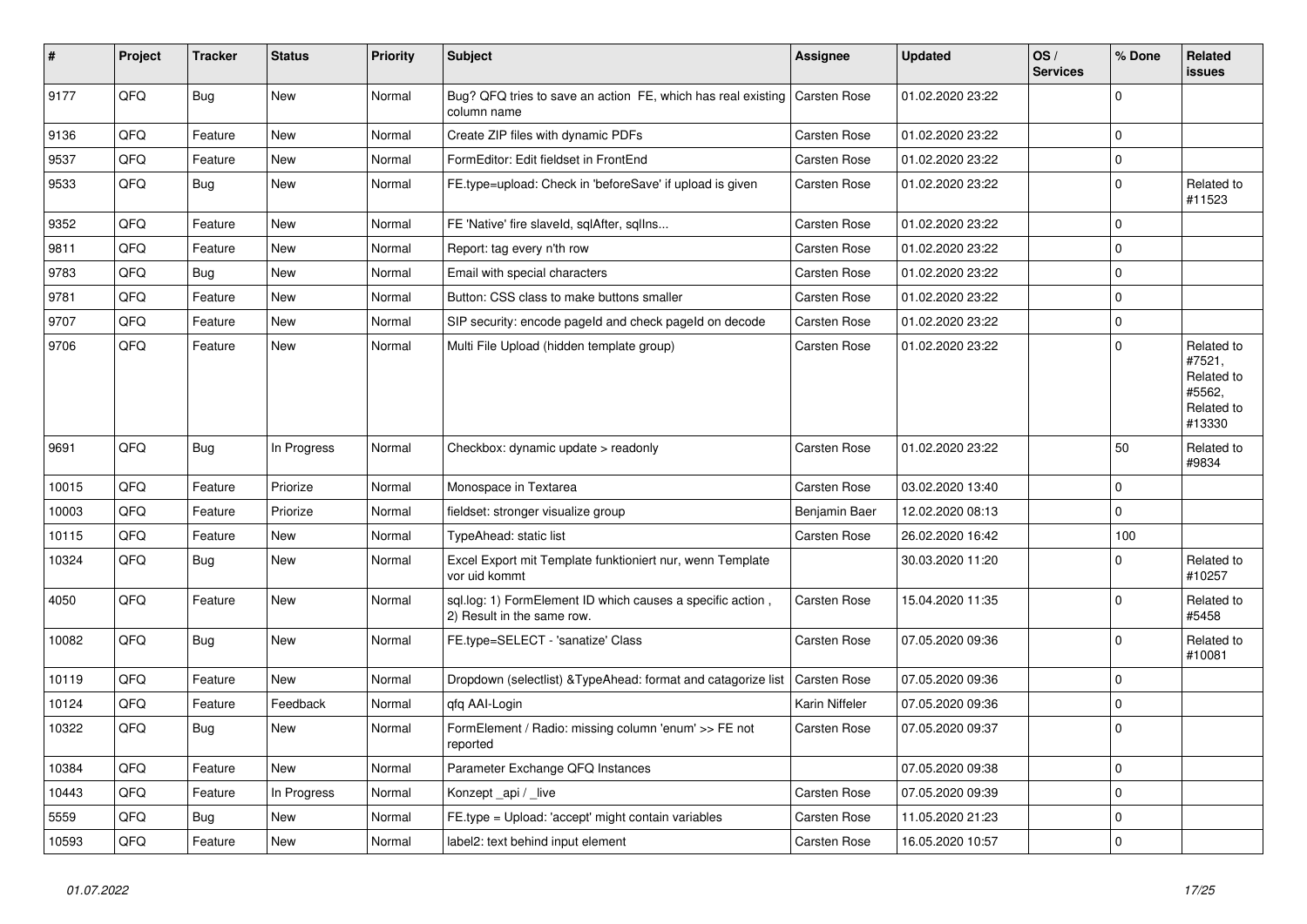| # | Project | Tracker | Status | Priority | Subject | Assignee | Updated | OS / Services | % Done | Related issues |
|---|---|---|---|---|---|---|---|---|---|---|
| 9177 | QFQ | Bug | New | Normal | Bug? QFQ tries to save an action FE, which has real existing column name | Carsten Rose | 01.02.2020 23:22 | | 0 | |
| 9136 | QFQ | Feature | New | Normal | Create ZIP files with dynamic PDFs | Carsten Rose | 01.02.2020 23:22 | | 0 | |
| 9537 | QFQ | Feature | New | Normal | FormEditor: Edit fieldset in FrontEnd | Carsten Rose | 01.02.2020 23:22 | | 0 | |
| 9533 | QFQ | Bug | New | Normal | FE.type=upload: Check in 'beforeSave' if upload is given | Carsten Rose | 01.02.2020 23:22 | | 0 | Related to #11523 |
| 9352 | QFQ | Feature | New | Normal | FE 'Native' fire slaveId, sqlAfter, sqlIns... | Carsten Rose | 01.02.2020 23:22 | | 0 | |
| 9811 | QFQ | Feature | New | Normal | Report: tag every n'th row | Carsten Rose | 01.02.2020 23:22 | | 0 | |
| 9783 | QFQ | Bug | New | Normal | Email with special characters | Carsten Rose | 01.02.2020 23:22 | | 0 | |
| 9781 | QFQ | Feature | New | Normal | Button: CSS class to make buttons smaller | Carsten Rose | 01.02.2020 23:22 | | 0 | |
| 9707 | QFQ | Feature | New | Normal | SIP security: encode pageId and check pageId on decode | Carsten Rose | 01.02.2020 23:22 | | 0 | |
| 9706 | QFQ | Feature | New | Normal | Multi File Upload (hidden template group) | Carsten Rose | 01.02.2020 23:22 | | 0 | Related to #7521, Related to #5562, Related to #13330 |
| 9691 | QFQ | Bug | In Progress | Normal | Checkbox: dynamic update > readonly | Carsten Rose | 01.02.2020 23:22 | | 50 | Related to #9834 |
| 10015 | QFQ | Feature | Priorize | Normal | Monospace in Textarea | Carsten Rose | 03.02.2020 13:40 | | 0 | |
| 10003 | QFQ | Feature | Priorize | Normal | fieldset: stronger visualize group | Benjamin Baer | 12.02.2020 08:13 | | 0 | |
| 10115 | QFQ | Feature | New | Normal | TypeAhead: static list | Carsten Rose | 26.02.2020 16:42 | | 100 | |
| 10324 | QFQ | Bug | New | Normal | Excel Export mit Template funktioniert nur, wenn Template vor uid kommt | | 30.03.2020 11:20 | | 0 | Related to #10257 |
| 4050 | QFQ | Feature | New | Normal | sql.log: 1) FormElement ID which causes a specific action , 2) Result in the same row. | Carsten Rose | 15.04.2020 11:35 | | 0 | Related to #5458 |
| 10082 | QFQ | Bug | New | Normal | FE.type=SELECT - 'sanatize' Class | Carsten Rose | 07.05.2020 09:36 | | 0 | Related to #10081 |
| 10119 | QFQ | Feature | New | Normal | Dropdown (selectlist) &TypeAhead: format and catagorize list | Carsten Rose | 07.05.2020 09:36 | | 0 | |
| 10124 | QFQ | Feature | Feedback | Normal | qfq AAI-Login | Karin Niffeler | 07.05.2020 09:36 | | 0 | |
| 10322 | QFQ | Bug | New | Normal | FormElement / Radio: missing column 'enum' >> FE not reported | Carsten Rose | 07.05.2020 09:37 | | 0 | |
| 10384 | QFQ | Feature | New | Normal | Parameter Exchange QFQ Instances | | 07.05.2020 09:38 | | 0 | |
| 10443 | QFQ | Feature | In Progress | Normal | Konzept _api / _live | Carsten Rose | 07.05.2020 09:39 | | 0 | |
| 5559 | QFQ | Bug | New | Normal | FE.type = Upload: 'accept' might contain variables | Carsten Rose | 11.05.2020 21:23 | | 0 | |
| 10593 | QFQ | Feature | New | Normal | label2: text behind input element | Carsten Rose | 16.05.2020 10:57 | | 0 | |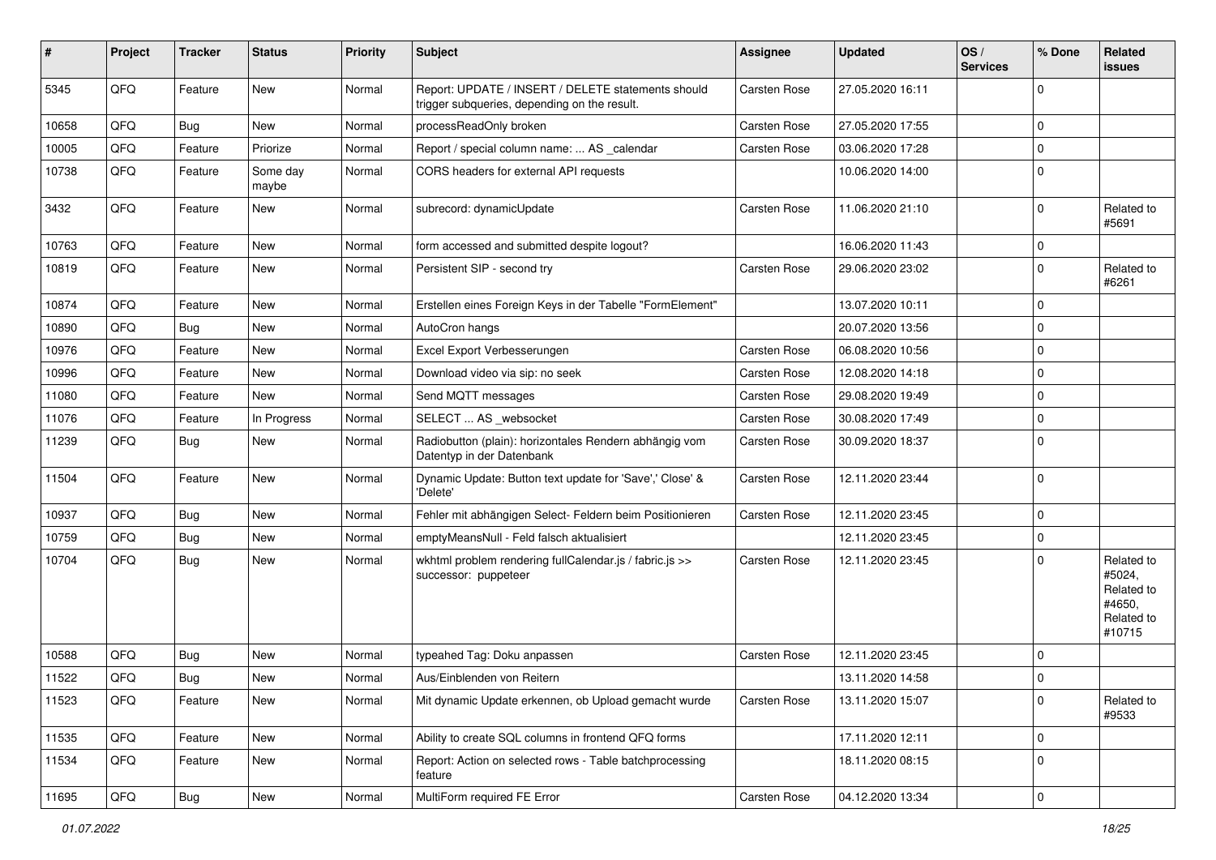| # | Project | Tracker | Status | Priority | Subject | Assignee | Updated | OS / Services | % Done | Related issues |
|---|---|---|---|---|---|---|---|---|---|---|
| 5345 | QFQ | Feature | New | Normal | Report: UPDATE / INSERT / DELETE statements should trigger subqueries, depending on the result. | Carsten Rose | 27.05.2020 16:11 | | 0 | |
| 10658 | QFQ | Bug | New | Normal | processReadOnly broken | Carsten Rose | 27.05.2020 17:55 | | 0 | |
| 10005 | QFQ | Feature | Priorize | Normal | Report / special column name: ... AS _calendar | Carsten Rose | 03.06.2020 17:28 | | 0 | |
| 10738 | QFQ | Feature | Some day maybe | Normal | CORS headers for external API requests | | 10.06.2020 14:00 | | 0 | |
| 3432 | QFQ | Feature | New | Normal | subrecord: dynamicUpdate | Carsten Rose | 11.06.2020 21:10 | | 0 | Related to #5691 |
| 10763 | QFQ | Feature | New | Normal | form accessed and submitted despite logout? | | 16.06.2020 11:43 | | 0 | |
| 10819 | QFQ | Feature | New | Normal | Persistent SIP - second try | Carsten Rose | 29.06.2020 23:02 | | 0 | Related to #6261 |
| 10874 | QFQ | Feature | New | Normal | Erstellen eines Foreign Keys in der Tabelle "FormElement" | | 13.07.2020 10:11 | | 0 | |
| 10890 | QFQ | Bug | New | Normal | AutoCron hangs | | 20.07.2020 13:56 | | 0 | |
| 10976 | QFQ | Feature | New | Normal | Excel Export Verbesserungen | Carsten Rose | 06.08.2020 10:56 | | 0 | |
| 10996 | QFQ | Feature | New | Normal | Download video via sip: no seek | Carsten Rose | 12.08.2020 14:18 | | 0 | |
| 11080 | QFQ | Feature | New | Normal | Send MQTT messages | Carsten Rose | 29.08.2020 19:49 | | 0 | |
| 11076 | QFQ | Feature | In Progress | Normal | SELECT ... AS _websocket | Carsten Rose | 30.08.2020 17:49 | | 0 | |
| 11239 | QFQ | Bug | New | Normal | Radiobutton (plain): horizontales Rendern abhängig vom Datentyp in der Datenbank | Carsten Rose | 30.09.2020 18:37 | | 0 | |
| 11504 | QFQ | Feature | New | Normal | Dynamic Update: Button text update for 'Save',' Close' & 'Delete' | Carsten Rose | 12.11.2020 23:44 | | 0 | |
| 10937 | QFQ | Bug | New | Normal | Fehler mit abhängigen Select- Feldern beim Positionieren | Carsten Rose | 12.11.2020 23:45 | | 0 | |
| 10759 | QFQ | Bug | New | Normal | emptyMeansNull - Feld falsch aktualisiert | | 12.11.2020 23:45 | | 0 | |
| 10704 | QFQ | Bug | New | Normal | wkhtml problem rendering fullCalendar.js / fabric.js >> successor: puppeteer | Carsten Rose | 12.11.2020 23:45 | | 0 | Related to #5024, Related to #4650, Related to #10715 |
| 10588 | QFQ | Bug | New | Normal | typeahed Tag: Doku anpassen | Carsten Rose | 12.11.2020 23:45 | | 0 | |
| 11522 | QFQ | Bug | New | Normal | Aus/Einblenden von Reitern | | 13.11.2020 14:58 | | 0 | |
| 11523 | QFQ | Feature | New | Normal | Mit dynamic Update erkennen, ob Upload gemacht wurde | Carsten Rose | 13.11.2020 15:07 | | 0 | Related to #9533 |
| 11535 | QFQ | Feature | New | Normal | Ability to create SQL columns in frontend QFQ forms | | 17.11.2020 12:11 | | 0 | |
| 11534 | QFQ | Feature | New | Normal | Report: Action on selected rows - Table batchprocessing feature | | 18.11.2020 08:15 | | 0 | |
| 11695 | QFQ | Bug | New | Normal | MultiForm required FE Error | Carsten Rose | 04.12.2020 13:34 | | 0 | |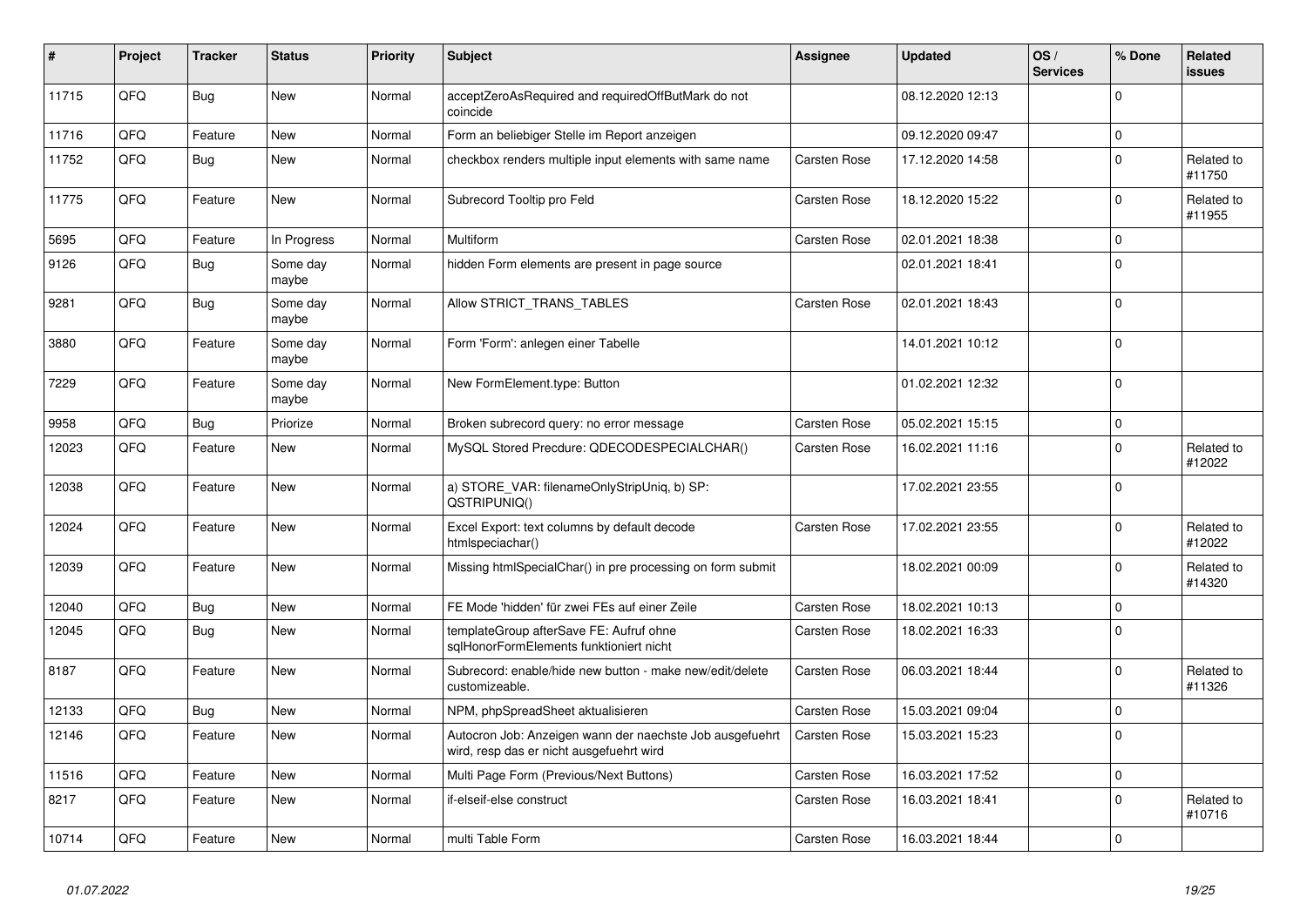| # | Project | Tracker | Status | Priority | Subject | Assignee | Updated | OS / Services | % Done | Related issues |
|---|---|---|---|---|---|---|---|---|---|---|
| 11715 | QFQ | Bug | New | Normal | acceptZeroAsRequired and requiredOffButMark do not coincide | | 08.12.2020 12:13 | | 0 | |
| 11716 | QFQ | Feature | New | Normal | Form an beliebiger Stelle im Report anzeigen | | 09.12.2020 09:47 | | 0 | |
| 11752 | QFQ | Bug | New | Normal | checkbox renders multiple input elements with same name | Carsten Rose | 17.12.2020 14:58 | | 0 | Related to #11750 |
| 11775 | QFQ | Feature | New | Normal | Subrecord Tooltip pro Feld | Carsten Rose | 18.12.2020 15:22 | | 0 | Related to #11955 |
| 5695 | QFQ | Feature | In Progress | Normal | Multiform | Carsten Rose | 02.01.2021 18:38 | | 0 | |
| 9126 | QFQ | Bug | Some day maybe | Normal | hidden Form elements are present in page source | | 02.01.2021 18:41 | | 0 | |
| 9281 | QFQ | Bug | Some day maybe | Normal | Allow STRICT_TRANS_TABLES | Carsten Rose | 02.01.2021 18:43 | | 0 | |
| 3880 | QFQ | Feature | Some day maybe | Normal | Form 'Form': anlegen einer Tabelle | | 14.01.2021 10:12 | | 0 | |
| 7229 | QFQ | Feature | Some day maybe | Normal | New FormElement.type: Button | | 01.02.2021 12:32 | | 0 | |
| 9958 | QFQ | Bug | Priorize | Normal | Broken subrecord query: no error message | Carsten Rose | 05.02.2021 15:15 | | 0 | |
| 12023 | QFQ | Feature | New | Normal | MySQL Stored Precdure: QDECODESPECIALCHAR() | Carsten Rose | 16.02.2021 11:16 | | 0 | Related to #12022 |
| 12038 | QFQ | Feature | New | Normal | a) STORE_VAR: filenameOnlyStripUniq, b) SP: QSTRIPUNIQ() | | 17.02.2021 23:55 | | 0 | |
| 12024 | QFQ | Feature | New | Normal | Excel Export: text columns by default decode htmlspeciachar() | Carsten Rose | 17.02.2021 23:55 | | 0 | Related to #12022 |
| 12039 | QFQ | Feature | New | Normal | Missing htmlSpecialChar() in pre processing on form submit | | 18.02.2021 00:09 | | 0 | Related to #14320 |
| 12040 | QFQ | Bug | New | Normal | FE Mode 'hidden' für zwei FEs auf einer Zeile | Carsten Rose | 18.02.2021 10:13 | | 0 | |
| 12045 | QFQ | Bug | New | Normal | templateGroup afterSave FE: Aufruf ohne sqlHonorFormElements funktioniert nicht | Carsten Rose | 18.02.2021 16:33 | | 0 | |
| 8187 | QFQ | Feature | New | Normal | Subrecord: enable/hide new button - make new/edit/delete customizeable. | Carsten Rose | 06.03.2021 18:44 | | 0 | Related to #11326 |
| 12133 | QFQ | Bug | New | Normal | NPM, phpSpreadSheet aktualisieren | Carsten Rose | 15.03.2021 09:04 | | 0 | |
| 12146 | QFQ | Feature | New | Normal | Autocron Job: Anzeigen wann der naechste Job ausgefuehrt wird, resp das er nicht ausgefuehrt wird | Carsten Rose | 15.03.2021 15:23 | | 0 | |
| 11516 | QFQ | Feature | New | Normal | Multi Page Form (Previous/Next Buttons) | Carsten Rose | 16.03.2021 17:52 | | 0 | |
| 8217 | QFQ | Feature | New | Normal | if-elseif-else construct | Carsten Rose | 16.03.2021 18:41 | | 0 | Related to #10716 |
| 10714 | QFQ | Feature | New | Normal | multi Table Form | Carsten Rose | 16.03.2021 18:44 | | 0 | |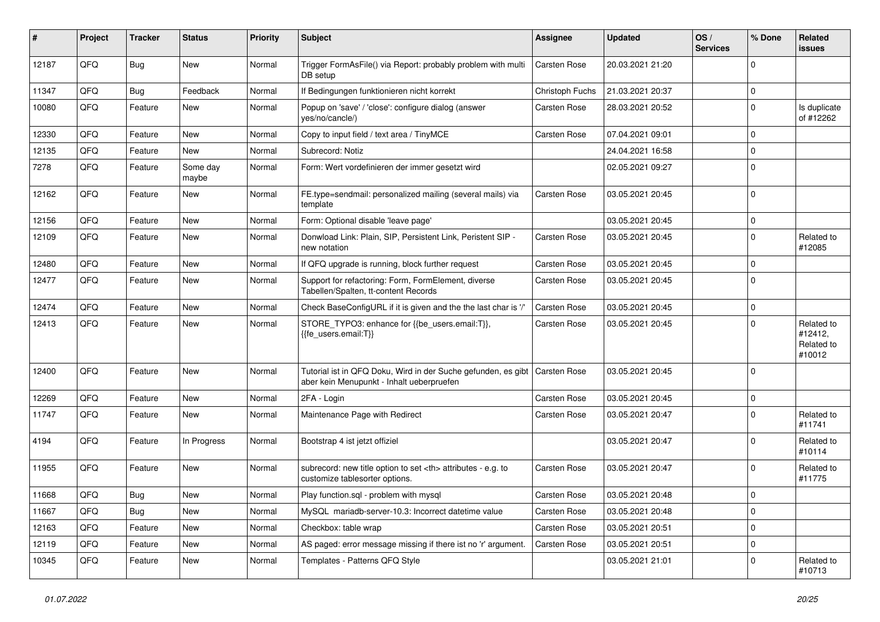| # | Project | Tracker | Status | Priority | Subject | Assignee | Updated | OS / Services | % Done | Related issues |
|---|---|---|---|---|---|---|---|---|---|---|
| 12187 | QFQ | Bug | New | Normal | Trigger FormAsFile() via Report: probably problem with multi DB setup | Carsten Rose | 20.03.2021 21:20 | | 0 | |
| 11347 | QFQ | Bug | Feedback | Normal | If Bedingungen funktionieren nicht korrekt | Christoph Fuchs | 21.03.2021 20:37 | | 0 | |
| 10080 | QFQ | Feature | New | Normal | Popup on 'save' / 'close': configure dialog (answer yes/no/cancle/) | Carsten Rose | 28.03.2021 20:52 | | 0 | Is duplicate of #12262 |
| 12330 | QFQ | Feature | New | Normal | Copy to input field / text area / TinyMCE | Carsten Rose | 07.04.2021 09:01 | | 0 | |
| 12135 | QFQ | Feature | New | Normal | Subrecord: Notiz | | 24.04.2021 16:58 | | 0 | |
| 7278 | QFQ | Feature | Some day maybe | Normal | Form: Wert vordefinieren der immer gesetzt wird | | 02.05.2021 09:27 | | 0 | |
| 12162 | QFQ | Feature | New | Normal | FE.type=sendmail: personalized mailing (several mails) via template | Carsten Rose | 03.05.2021 20:45 | | 0 | |
| 12156 | QFQ | Feature | New | Normal | Form: Optional disable 'leave page' | | 03.05.2021 20:45 | | 0 | |
| 12109 | QFQ | Feature | New | Normal | Donwload Link: Plain, SIP, Persistent Link, Peristent SIP - new notation | Carsten Rose | 03.05.2021 20:45 | | 0 | Related to #12085 |
| 12480 | QFQ | Feature | New | Normal | If QFQ upgrade is running, block further request | Carsten Rose | 03.05.2021 20:45 | | 0 | |
| 12477 | QFQ | Feature | New | Normal | Support for refactoring: Form, FormElement, diverse Tabellen/Spalten, tt-content Records | Carsten Rose | 03.05.2021 20:45 | | 0 | |
| 12474 | QFQ | Feature | New | Normal | Check BaseConfigURL if it is given and the the last char is '/' | Carsten Rose | 03.05.2021 20:45 | | 0 | |
| 12413 | QFQ | Feature | New | Normal | STORE_TYPO3: enhance for {{be_users.email:T}}, {{fe_users.email:T}} | Carsten Rose | 03.05.2021 20:45 | | 0 | Related to #12412, Related to #10012 |
| 12400 | QFQ | Feature | New | Normal | Tutorial ist in QFQ Doku, Wird in der Suche gefunden, es gibt aber kein Menupunkt - Inhalt ueberpruefen | Carsten Rose | 03.05.2021 20:45 | | 0 | |
| 12269 | QFQ | Feature | New | Normal | 2FA - Login | Carsten Rose | 03.05.2021 20:45 | | 0 | |
| 11747 | QFQ | Feature | New | Normal | Maintenance Page with Redirect | Carsten Rose | 03.05.2021 20:47 | | 0 | Related to #11741 |
| 4194 | QFQ | Feature | In Progress | Normal | Bootstrap 4 ist jetzt offiziel | | 03.05.2021 20:47 | | 0 | Related to #10114 |
| 11955 | QFQ | Feature | New | Normal | subrecord: new title option to set <th> attributes - e.g. to customize tablesorter options. | Carsten Rose | 03.05.2021 20:47 | | 0 | Related to #11775 |
| 11668 | QFQ | Bug | New | Normal | Play function.sql - problem with mysql | Carsten Rose | 03.05.2021 20:48 | | 0 | |
| 11667 | QFQ | Bug | New | Normal | MySQL mariadb-server-10.3: Incorrect datetime value | Carsten Rose | 03.05.2021 20:48 | | 0 | |
| 12163 | QFQ | Feature | New | Normal | Checkbox: table wrap | Carsten Rose | 03.05.2021 20:51 | | 0 | |
| 12119 | QFQ | Feature | New | Normal | AS paged: error message missing if there ist no 'r' argument. | Carsten Rose | 03.05.2021 20:51 | | 0 | |
| 10345 | QFQ | Feature | New | Normal | Templates - Patterns QFQ Style | | 03.05.2021 21:01 | | 0 | Related to #10713 |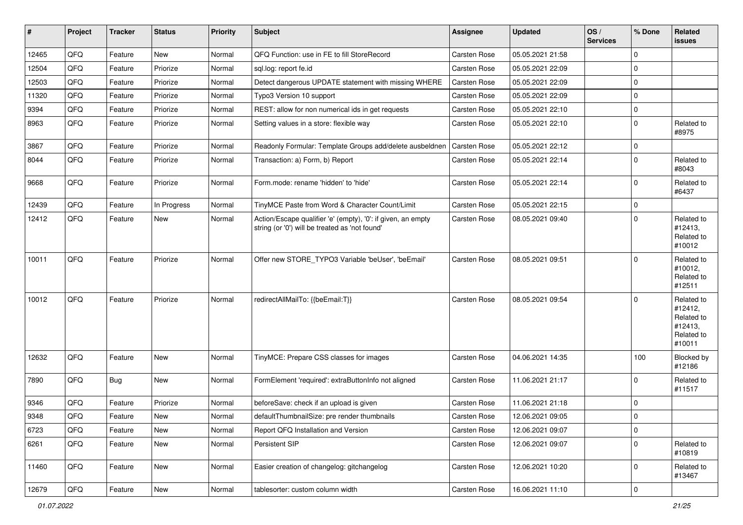| # | Project | Tracker | Status | Priority | Subject | Assignee | Updated | OS / Services | % Done | Related issues |
|---|---|---|---|---|---|---|---|---|---|---|
| 12465 | QFQ | Feature | New | Normal | QFQ Function: use in FE to fill StoreRecord | Carsten Rose | 05.05.2021 21:58 | | 0 | |
| 12504 | QFQ | Feature | Priorize | Normal | sql.log: report fe.id | Carsten Rose | 05.05.2021 22:09 | | 0 | |
| 12503 | QFQ | Feature | Priorize | Normal | Detect dangerous UPDATE statement with missing WHERE | Carsten Rose | 05.05.2021 22:09 | | 0 | |
| 11320 | QFQ | Feature | Priorize | Normal | Typo3 Version 10 support | Carsten Rose | 05.05.2021 22:09 | | 0 | |
| 9394 | QFQ | Feature | Priorize | Normal | REST: allow for non numerical ids in get requests | Carsten Rose | 05.05.2021 22:10 | | 0 | |
| 8963 | QFQ | Feature | Priorize | Normal | Setting values in a store: flexible way | Carsten Rose | 05.05.2021 22:10 | | 0 | Related to #8975 |
| 3867 | QFQ | Feature | Priorize | Normal | Readonly Formular: Template Groups add/delete ausbeldnen | Carsten Rose | 05.05.2021 22:12 | | 0 | |
| 8044 | QFQ | Feature | Priorize | Normal | Transaction: a) Form, b) Report | Carsten Rose | 05.05.2021 22:14 | | 0 | Related to #8043 |
| 9668 | QFQ | Feature | Priorize | Normal | Form.mode: rename 'hidden' to 'hide' | Carsten Rose | 05.05.2021 22:14 | | 0 | Related to #6437 |
| 12439 | QFQ | Feature | In Progress | Normal | TinyMCE Paste from Word & Character Count/Limit | Carsten Rose | 05.05.2021 22:15 | | 0 | |
| 12412 | QFQ | Feature | New | Normal | Action/Escape qualifier 'e' (empty), '0': if given, an empty string (or '0') will be treated as 'not found' | Carsten Rose | 08.05.2021 09:40 | | 0 | Related to #12413, Related to #10012 |
| 10011 | QFQ | Feature | Priorize | Normal | Offer new STORE_TYPO3 Variable 'beUser', 'beEmail' | Carsten Rose | 08.05.2021 09:51 | | 0 | Related to #10012, Related to #12511 |
| 10012 | QFQ | Feature | Priorize | Normal | redirectAllMailTo: {{beEmail:T}} | Carsten Rose | 08.05.2021 09:54 | | 0 | Related to #12412, Related to #12413, Related to #10011 |
| 12632 | QFQ | Feature | New | Normal | TinyMCE: Prepare CSS classes for images | Carsten Rose | 04.06.2021 14:35 | | 100 | Blocked by #12186 |
| 7890 | QFQ | Bug | New | Normal | FormElement 'required': extraButtonInfo not aligned | Carsten Rose | 11.06.2021 21:17 | | 0 | Related to #11517 |
| 9346 | QFQ | Feature | Priorize | Normal | beforeSave: check if an upload is given | Carsten Rose | 11.06.2021 21:18 | | 0 | |
| 9348 | QFQ | Feature | New | Normal | defaultThumbnailSize: pre render thumbnails | Carsten Rose | 12.06.2021 09:05 | | 0 | |
| 6723 | QFQ | Feature | New | Normal | Report QFQ Installation and Version | Carsten Rose | 12.06.2021 09:07 | | 0 | |
| 6261 | QFQ | Feature | New | Normal | Persistent SIP | Carsten Rose | 12.06.2021 09:07 | | 0 | Related to #10819 |
| 11460 | QFQ | Feature | New | Normal | Easier creation of changelog: gitchangelog | Carsten Rose | 12.06.2021 10:20 | | 0 | Related to #13467 |
| 12679 | QFQ | Feature | New | Normal | tablesorter: custom column width | Carsten Rose | 16.06.2021 11:10 | | 0 | |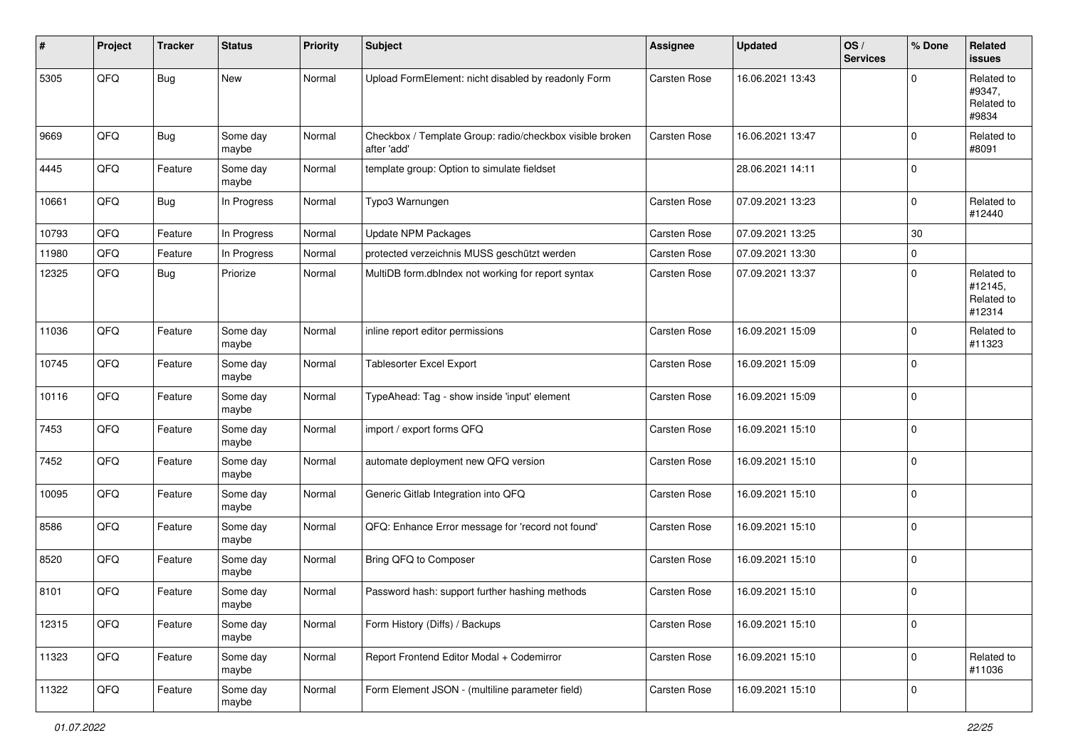| # | Project | Tracker | Status | Priority | Subject | Assignee | Updated | OS / Services | % Done | Related issues |
|---|---|---|---|---|---|---|---|---|---|---|
| 5305 | QFQ | Bug | New | Normal | Upload FormElement: nicht disabled by readonly Form | Carsten Rose | 16.06.2021 13:43 | | 0 | Related to #9347, Related to #9834 |
| 9669 | QFQ | Bug | Some day maybe | Normal | Checkbox / Template Group: radio/checkbox visible broken after 'add' | Carsten Rose | 16.06.2021 13:47 | | 0 | Related to #8091 |
| 4445 | QFQ | Feature | Some day maybe | Normal | template group: Option to simulate fieldset | | 28.06.2021 14:11 | | 0 | |
| 10661 | QFQ | Bug | In Progress | Normal | Typo3 Warnungen | Carsten Rose | 07.09.2021 13:23 | | 0 | Related to #12440 |
| 10793 | QFQ | Feature | In Progress | Normal | Update NPM Packages | Carsten Rose | 07.09.2021 13:25 | | 30 | |
| 11980 | QFQ | Feature | In Progress | Normal | protected verzeichnis MUSS geschützt werden | Carsten Rose | 07.09.2021 13:30 | | 0 | |
| 12325 | QFQ | Bug | Priorize | Normal | MultiDB form.dblndex not working for report syntax | Carsten Rose | 07.09.2021 13:37 | | 0 | Related to #12145, Related to #12314 |
| 11036 | QFQ | Feature | Some day maybe | Normal | inline report editor permissions | Carsten Rose | 16.09.2021 15:09 | | 0 | Related to #11323 |
| 10745 | QFQ | Feature | Some day maybe | Normal | Tablesorter Excel Export | Carsten Rose | 16.09.2021 15:09 | | 0 | |
| 10116 | QFQ | Feature | Some day maybe | Normal | TypeAhead: Tag - show inside 'input' element | Carsten Rose | 16.09.2021 15:09 | | 0 | |
| 7453 | QFQ | Feature | Some day maybe | Normal | import / export forms QFQ | Carsten Rose | 16.09.2021 15:10 | | 0 | |
| 7452 | QFQ | Feature | Some day maybe | Normal | automate deployment new QFQ version | Carsten Rose | 16.09.2021 15:10 | | 0 | |
| 10095 | QFQ | Feature | Some day maybe | Normal | Generic Gitlab Integration into QFQ | Carsten Rose | 16.09.2021 15:10 | | 0 | |
| 8586 | QFQ | Feature | Some day maybe | Normal | QFQ: Enhance Error message for 'record not found' | Carsten Rose | 16.09.2021 15:10 | | 0 | |
| 8520 | QFQ | Feature | Some day maybe | Normal | Bring QFQ to Composer | Carsten Rose | 16.09.2021 15:10 | | 0 | |
| 8101 | QFQ | Feature | Some day maybe | Normal | Password hash: support further hashing methods | Carsten Rose | 16.09.2021 15:10 | | 0 | |
| 12315 | QFQ | Feature | Some day maybe | Normal | Form History (Diffs) / Backups | Carsten Rose | 16.09.2021 15:10 | | 0 | |
| 11323 | QFQ | Feature | Some day maybe | Normal | Report Frontend Editor Modal + Codemirror | Carsten Rose | 16.09.2021 15:10 | | 0 | Related to #11036 |
| 11322 | QFQ | Feature | Some day maybe | Normal | Form Element JSON - (multiline parameter field) | Carsten Rose | 16.09.2021 15:10 | | 0 | |

*01.07.2022*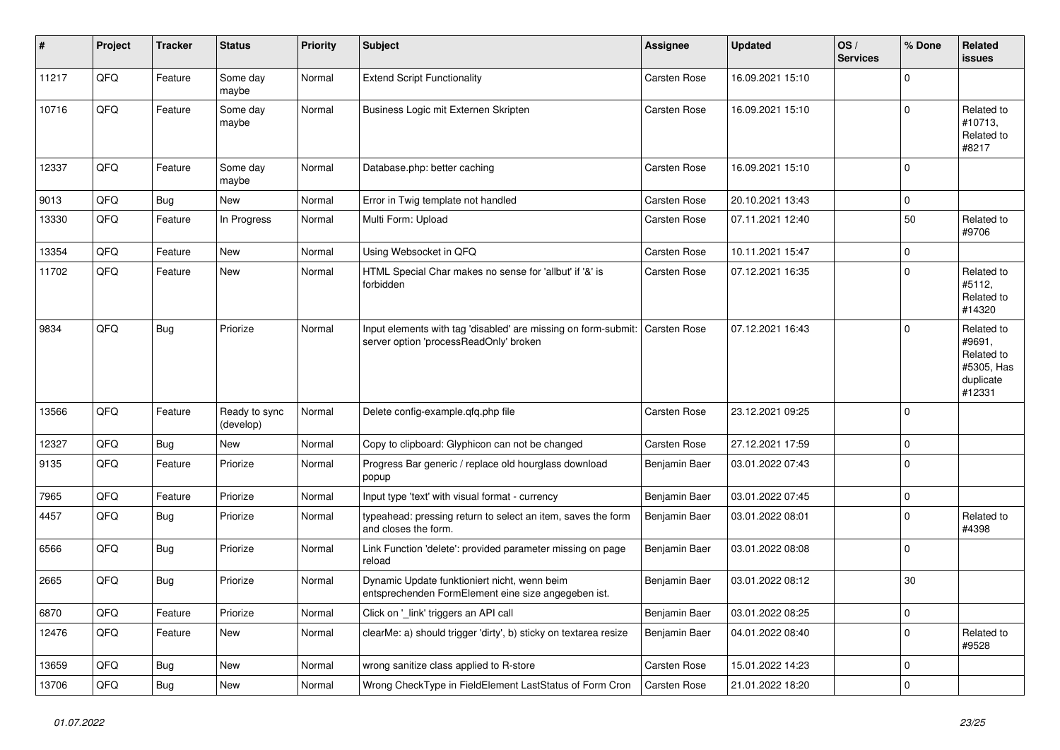| # | Project | Tracker | Status | Priority | Subject | Assignee | Updated | OS / Services | % Done | Related issues |
|---|---|---|---|---|---|---|---|---|---|---|
| 11217 | QFQ | Feature | Some day maybe | Normal | Extend Script Functionality | Carsten Rose | 16.09.2021 15:10 | | 0 | |
| 10716 | QFQ | Feature | Some day maybe | Normal | Business Logic mit Externen Skripten | Carsten Rose | 16.09.2021 15:10 | | 0 | Related to #10713, Related to #8217 |
| 12337 | QFQ | Feature | Some day maybe | Normal | Database.php: better caching | Carsten Rose | 16.09.2021 15:10 | | 0 | |
| 9013 | QFQ | Bug | New | Normal | Error in Twig template not handled | Carsten Rose | 20.10.2021 13:43 | | 0 | |
| 13330 | QFQ | Feature | In Progress | Normal | Multi Form: Upload | Carsten Rose | 07.11.2021 12:40 | | 50 | Related to #9706 |
| 13354 | QFQ | Feature | New | Normal | Using Websocket in QFQ | Carsten Rose | 10.11.2021 15:47 | | 0 | |
| 11702 | QFQ | Feature | New | Normal | HTML Special Char makes no sense for 'allbut' if '&' is forbidden | Carsten Rose | 07.12.2021 16:35 | | 0 | Related to #5112, Related to #14320 |
| 9834 | QFQ | Bug | Priorize | Normal | Input elements with tag 'disabled' are missing on form-submit: server option 'processReadOnly' broken | Carsten Rose | 07.12.2021 16:43 | | 0 | Related to #9691, Related to #5305, Has duplicate #12331 |
| 13566 | QFQ | Feature | Ready to sync (develop) | Normal | Delete config-example.qfq.php file | Carsten Rose | 23.12.2021 09:25 | | 0 | |
| 12327 | QFQ | Bug | New | Normal | Copy to clipboard: Glyphicon can not be changed | Carsten Rose | 27.12.2021 17:59 | | 0 | |
| 9135 | QFQ | Feature | Priorize | Normal | Progress Bar generic / replace old hourglass download popup | Benjamin Baer | 03.01.2022 07:43 | | 0 | |
| 7965 | QFQ | Feature | Priorize | Normal | Input type 'text' with visual format - currency | Benjamin Baer | 03.01.2022 07:45 | | 0 | |
| 4457 | QFQ | Bug | Priorize | Normal | typeahead: pressing return to select an item, saves the form and closes the form. | Benjamin Baer | 03.01.2022 08:01 | | 0 | Related to #4398 |
| 6566 | QFQ | Bug | Priorize | Normal | Link Function 'delete': provided parameter missing on page reload | Benjamin Baer | 03.01.2022 08:08 | | 0 | |
| 2665 | QFQ | Bug | Priorize | Normal | Dynamic Update funktioniert nicht, wenn beim entsprechenden FormElement eine size angegeben ist. | Benjamin Baer | 03.01.2022 08:12 | | 30 | |
| 6870 | QFQ | Feature | Priorize | Normal | Click on '_link' triggers an API call | Benjamin Baer | 03.01.2022 08:25 | | 0 | |
| 12476 | QFQ | Feature | New | Normal | clearMe: a) should trigger 'dirty', b) sticky on textarea resize | Benjamin Baer | 04.01.2022 08:40 | | 0 | Related to #9528 |
| 13659 | QFQ | Bug | New | Normal | wrong sanitize class applied to R-store | Carsten Rose | 15.01.2022 14:23 | | 0 | |
| 13706 | QFQ | Bug | New | Normal | Wrong CheckType in FieldElement LastStatus of Form Cron | Carsten Rose | 21.01.2022 18:20 | | 0 | |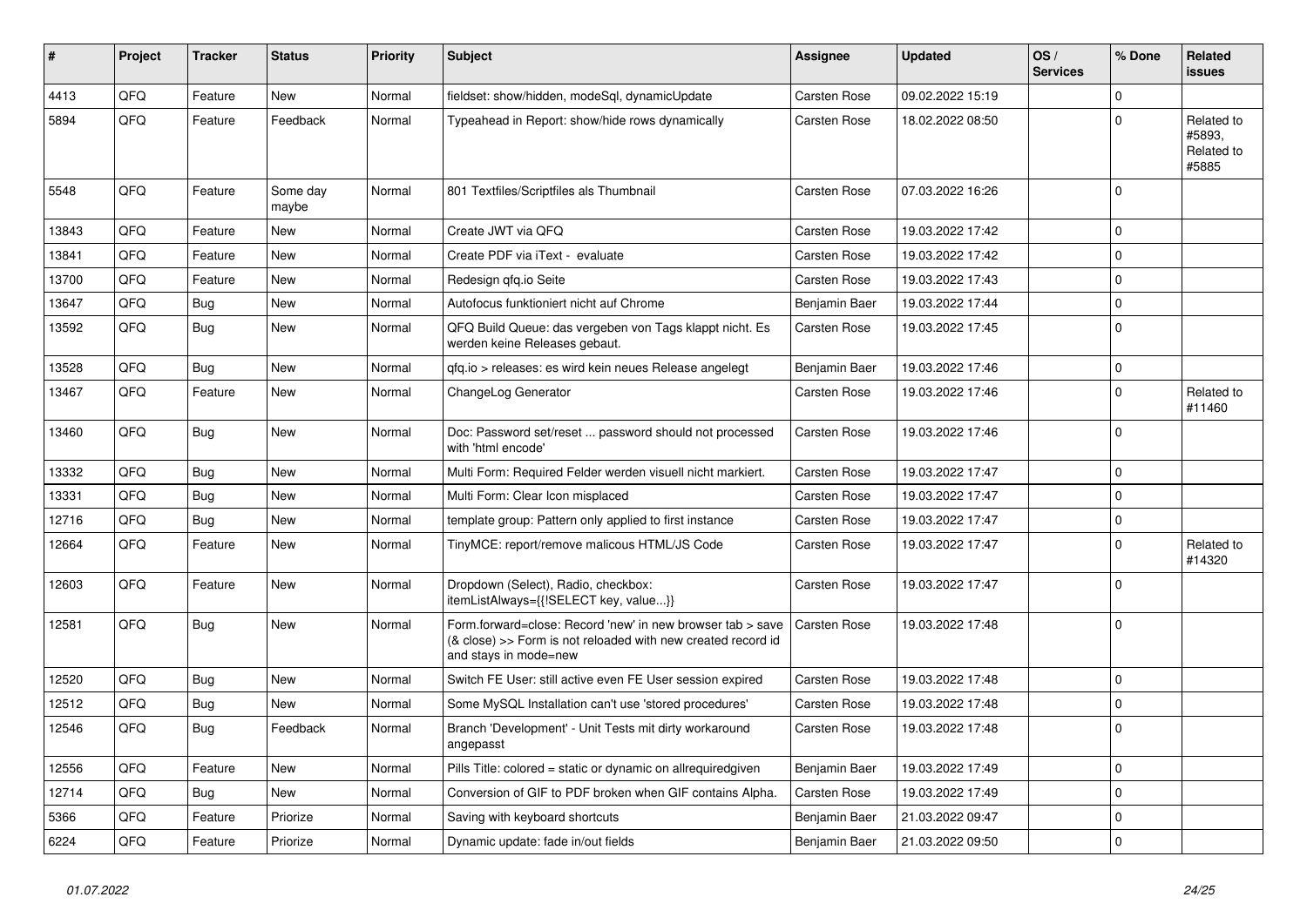| # | Project | Tracker | Status | Priority | Subject | Assignee | Updated | OS / Services | % Done | Related issues |
|---|---|---|---|---|---|---|---|---|---|---|
| 4413 | QFQ | Feature | New | Normal | fieldset: show/hidden, modeSql, dynamicUpdate | Carsten Rose | 09.02.2022 15:19 | | 0 | |
| 5894 | QFQ | Feature | Feedback | Normal | Typeahead in Report: show/hide rows dynamically | Carsten Rose | 18.02.2022 08:50 | | 0 | Related to #5893, Related to #5885 |
| 5548 | QFQ | Feature | Some day maybe | Normal | 801 Textfiles/Scriptfiles als Thumbnail | Carsten Rose | 07.03.2022 16:26 | | 0 | |
| 13843 | QFQ | Feature | New | Normal | Create JWT via QFQ | Carsten Rose | 19.03.2022 17:42 | | 0 | |
| 13841 | QFQ | Feature | New | Normal | Create PDF via iText - evaluate | Carsten Rose | 19.03.2022 17:42 | | 0 | |
| 13700 | QFQ | Feature | New | Normal | Redesign qfq.io Seite | Carsten Rose | 19.03.2022 17:43 | | 0 | |
| 13647 | QFQ | Bug | New | Normal | Autofocus funktioniert nicht auf Chrome | Benjamin Baer | 19.03.2022 17:44 | | 0 | |
| 13592 | QFQ | Bug | New | Normal | QFQ Build Queue: das vergeben von Tags klappt nicht. Es werden keine Releases gebaut. | Carsten Rose | 19.03.2022 17:45 | | 0 | |
| 13528 | QFQ | Bug | New | Normal | qfq.io > releases: es wird kein neues Release angelegt | Benjamin Baer | 19.03.2022 17:46 | | 0 | |
| 13467 | QFQ | Feature | New | Normal | ChangeLog Generator | Carsten Rose | 19.03.2022 17:46 | | 0 | Related to #11460 |
| 13460 | QFQ | Bug | New | Normal | Doc: Password set/reset ... password should not processed with 'html encode' | Carsten Rose | 19.03.2022 17:46 | | 0 | |
| 13332 | QFQ | Bug | New | Normal | Multi Form: Required Felder werden visuell nicht markiert. | Carsten Rose | 19.03.2022 17:47 | | 0 | |
| 13331 | QFQ | Bug | New | Normal | Multi Form: Clear Icon misplaced | Carsten Rose | 19.03.2022 17:47 | | 0 | |
| 12716 | QFQ | Bug | New | Normal | template group: Pattern only applied to first instance | Carsten Rose | 19.03.2022 17:47 | | 0 | |
| 12664 | QFQ | Feature | New | Normal | TinyMCE: report/remove malicous HTML/JS Code | Carsten Rose | 19.03.2022 17:47 | | 0 | Related to #14320 |
| 12603 | QFQ | Feature | New | Normal | Dropdown (Select), Radio, checkbox: itemListAlways={{!SELECT key, value...}} | Carsten Rose | 19.03.2022 17:47 | | 0 | |
| 12581 | QFQ | Bug | New | Normal | Form.forward=close: Record 'new' in new browser tab > save (& close) >> Form is not reloaded with new created record id and stays in mode=new | Carsten Rose | 19.03.2022 17:48 | | 0 | |
| 12520 | QFQ | Bug | New | Normal | Switch FE User: still active even FE User session expired | Carsten Rose | 19.03.2022 17:48 | | 0 | |
| 12512 | QFQ | Bug | New | Normal | Some MySQL Installation can't use 'stored procedures' | Carsten Rose | 19.03.2022 17:48 | | 0 | |
| 12546 | QFQ | Bug | Feedback | Normal | Branch 'Development' - Unit Tests mit dirty workaround angepasst | Carsten Rose | 19.03.2022 17:48 | | 0 | |
| 12556 | QFQ | Feature | New | Normal | Pills Title: colored = static or dynamic on allrequiredgiven | Benjamin Baer | 19.03.2022 17:49 | | 0 | |
| 12714 | QFQ | Bug | New | Normal | Conversion of GIF to PDF broken when GIF contains Alpha. | Carsten Rose | 19.03.2022 17:49 | | 0 | |
| 5366 | QFQ | Feature | Priorize | Normal | Saving with keyboard shortcuts | Benjamin Baer | 21.03.2022 09:47 | | 0 | |
| 6224 | QFQ | Feature | Priorize | Normal | Dynamic update: fade in/out fields | Benjamin Baer | 21.03.2022 09:50 | | 0 | |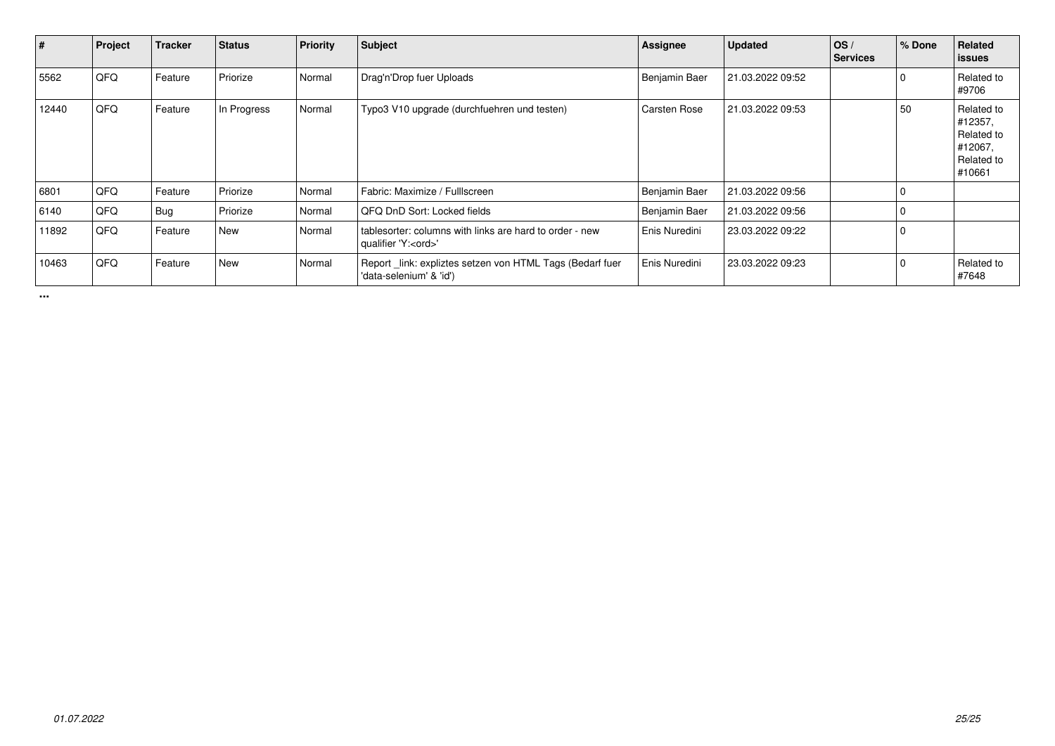| # | Project | Tracker | Status | Priority | Subject | Assignee | Updated | OS / Services | % Done | Related issues |
|---|---|---|---|---|---|---|---|---|---|---|
| 5562 | QFQ | Feature | Priorize | Normal | Drag'n'Drop fuer Uploads | Benjamin Baer | 21.03.2022 09:52 | | 0 | Related to #9706 |
| 12440 | QFQ | Feature | In Progress | Normal | Typo3 V10 upgrade (durchfuehren und testen) | Carsten Rose | 21.03.2022 09:53 | | 50 | Related to #12357, Related to #12067, Related to #10661 |
| 6801 | QFQ | Feature | Priorize | Normal | Fabric: Maximize / Fulllscreen | Benjamin Baer | 21.03.2022 09:56 | | 0 | |
| 6140 | QFQ | Bug | Priorize | Normal | QFQ DnD Sort: Locked fields | Benjamin Baer | 21.03.2022 09:56 | | 0 | |
| 11892 | QFQ | Feature | New | Normal | tablesorter: columns with links are hard to order - new qualifier 'Y:<ord>' | Enis Nuredini | 23.03.2022 09:22 | | 0 | |
| 10463 | QFQ | Feature | New | Normal | Report _link: expliztes setzen von HTML Tags (Bedarf fuer 'data-selenium' & 'id') | Enis Nuredini | 23.03.2022 09:23 | | 0 | Related to #7648 |

...